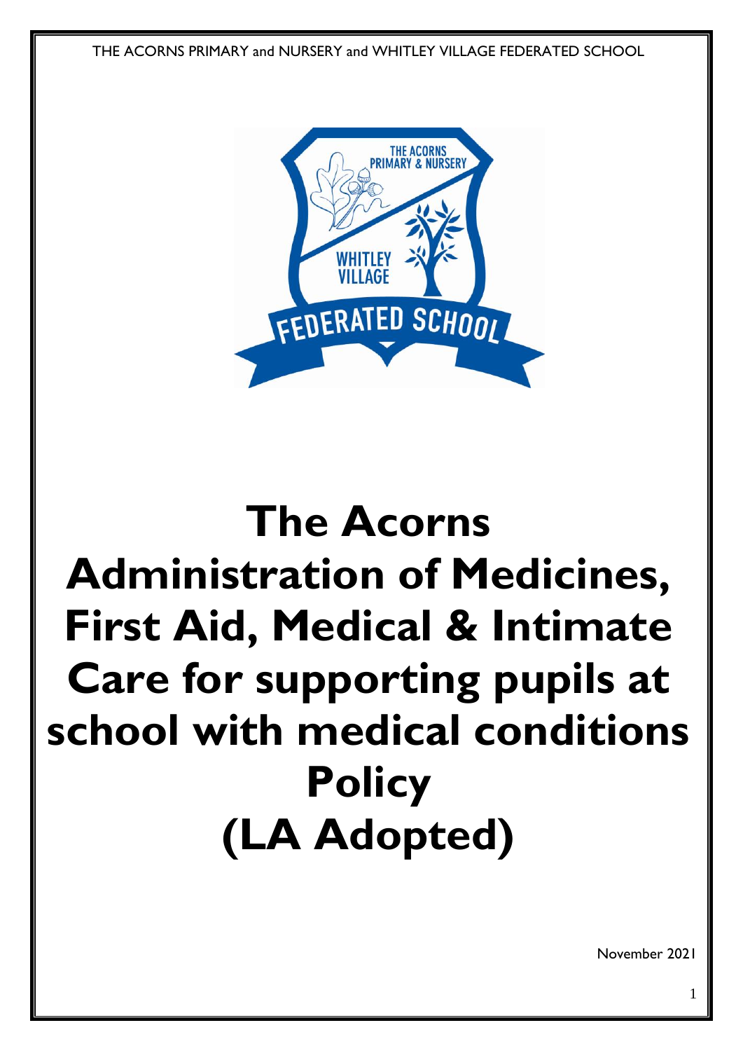THE ACORNS PRIMARY and NURSERY and WHITLEY VILLAGE FEDERATED SCHOOL

# The Acorns Administration of Medicines, First Aid, Medical & Intimate Care for supporting pupils at school with medical conditions Policy (LA Adopted)

November 2021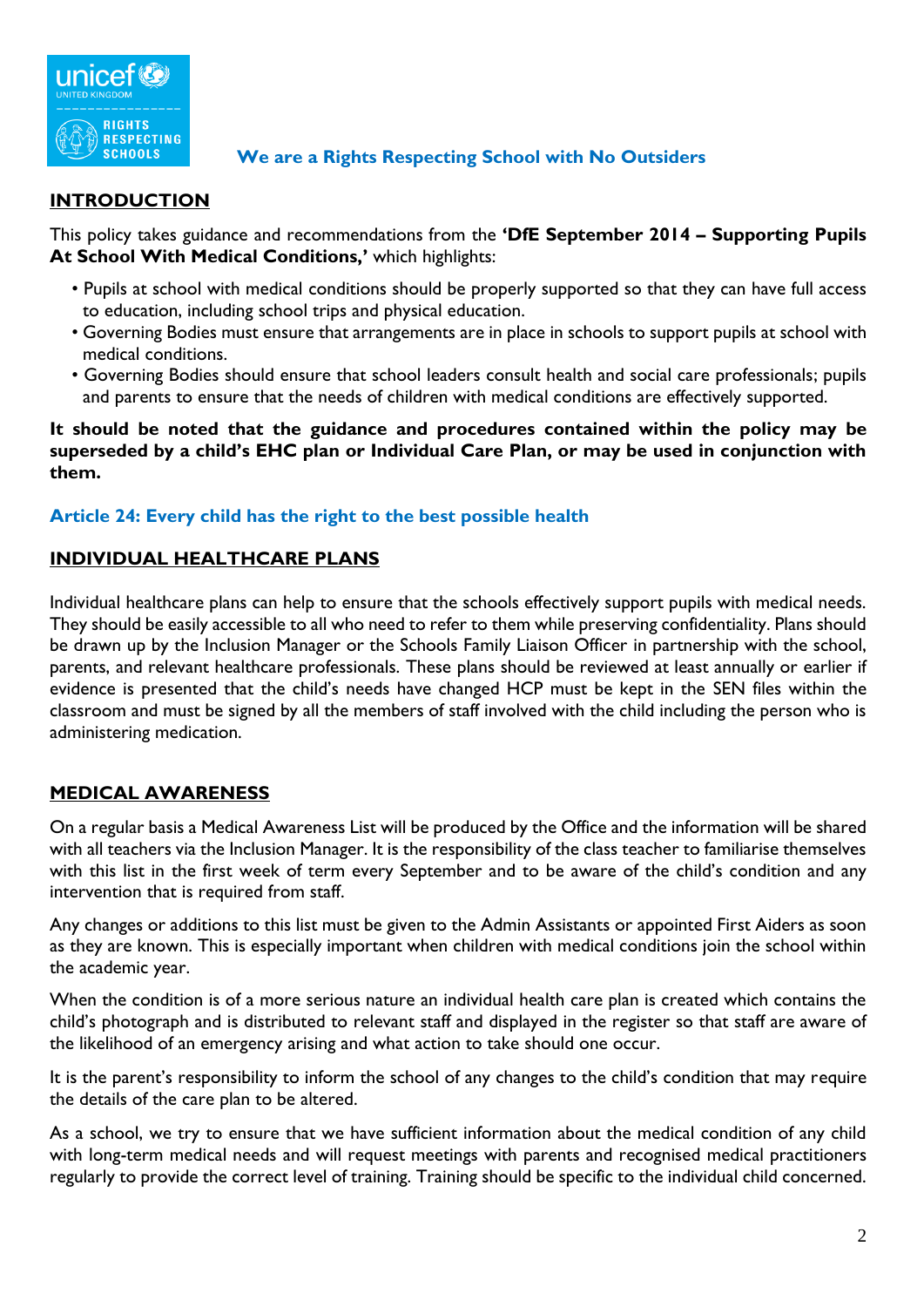**We are a Rights Respecting School with No Outsiders**

## INTRODUCTION

This policy takes guidance and recommendations from the **'DfE September 2014 – Supporting Pupils At School With Medical Conditions,'** which highlights:

- Pupils at school with medical conditions should be properly supported so that they can have full access to education, including school trips and physical education.
- Governing Bodies must ensure that arrangements are in place in schools to support pupils at school with medical conditions.
- Governing Bodies should ensure that school leaders consult health and social care professionals; pupils and parents to ensure that the needs of children with medical conditions are effectively supported.

**It should be noted that the guidance and procedures contained within the policy may be superseded by a child's EHC plan or Individual Care Plan, or may be used in conjunction with them.**

**Article 24: Every child has the right to the best possible health**

## INDIVIDUAL HEALTHCARE PLANS

Individual healthcare plans can help to ensure that the schools effectively support pupils with medical needs. They should be easily accessible to all who need to refer to them while preserving confidentiality. Plans should be drawn up by the Inclusion Manager or the Schools Family Liaison Officer in partnership with the school, parents, and relevant healthcare professionals. These plans should be reviewed at least annually or earlier if evidence is presented that the child's needs have changed HCP must be kept in the SEN files within the classroom and must be signed by all the members of staff involved with the child including the person who is administering medication.

## MEDICAL AWARENESS

On a regular basis a Medical Awareness List will be produced by the Office and the information will be shared with all teachers via the Inclusion Manager. It is the responsibility of the class teacher to familiarise themselves with this list in the first week of term every September and to be aware of the child's condition and any intervention that is required from staff.

Any changes or additions to this list must be given to the Admin Assistants or appointed First Aiders as soon as they are known. This is especially important when children with medical conditions join the school within the academic year.

When the condition is of a more serious nature an individual health care plan is created which contains the child's photograph and is distributed to relevant staff and displayed in the register so that staff are aware of the likelihood of an emergency arising and what action to take should one occur.

It is the parent's responsibility to inform the school of any changes to the child's condition that may require the details of the care plan to be altered.

As a school, we try to ensure that we have sufficient information about the medical condition of any child with long-term medical needs and will request meetings with parents and recognised medical practitioners regularly to provide the correct level of training. Training should be specific to the individual child concerned.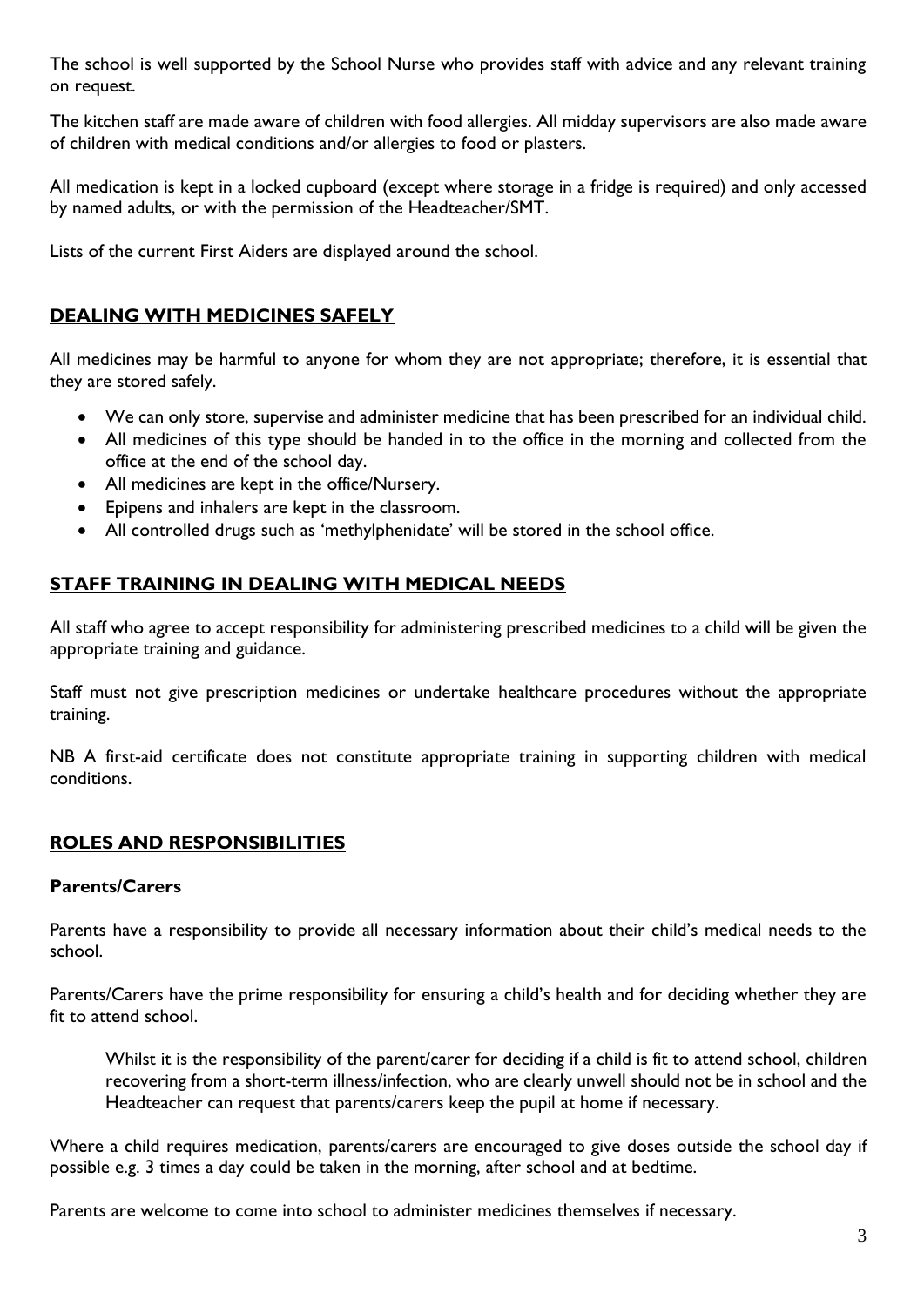The school is well supported by the School Nurse who provides staff with advice and any relevant training on request.

The kitchen staff are made aware of children with food allergies. All midday supervisors are also made aware of children with medical conditions and/or allergies to food or plasters.

All medication is kept in a locked cupboard (except where storage in a fridge is required) and only accessed by named adults, or with the permission of the Headteacher/SMT.

Lists of the current First Aiders are displayed around the school.

## DEALING WITH MEDICINES SAFELY

All medicines may be harmful to anyone for whom they are not appropriate; therefore, it is essential that they are stored safely.

- We can only store, supervise and administer medicine that has been prescribed for an individual child.
- All medicines of this type should be handed in to the office in the morning and collected from the office at the end of the school day.
- All medicines are kept in the office/Nursery.
- Epipens and inhalers are kept in the classroom.
- All controlled drugs such as 'methylphenidate' will be stored in the school office.

## STAFF TRAINING IN DEALING WITH MEDICAL NEEDS

All staff who agree to accept responsibility for administering prescribed medicines to a child will be given the appropriate training and guidance.

Staff must not give prescription medicines or undertake healthcare procedures without the appropriate training.

NB A first-aid certificate does not constitute appropriate training in supporting children with medical conditions.

## ROLES AND RESPONSIBILITIES

### Parents/Carers

Parents have a responsibility to provide all necessary information about their child's medical needs to the school.

Parents/Carers have the prime responsibility for ensuring a child's health and for deciding whether they are fit to attend school.

> Whilst it is the responsibility of the parent/carer for deciding if a child is fit to attend school, children recovering from a short-term illness/infection, who are clearly unwell should not be in school and the Headteacher can request that parents/carers keep the pupil at home if necessary.

Where a child requires medication, parents/carers are encouraged to give doses outside the school day if possible e.g. 3 times a day could be taken in the morning, after school and at bedtime.

Parents are welcome to come into school to administer medicines themselves if necessary.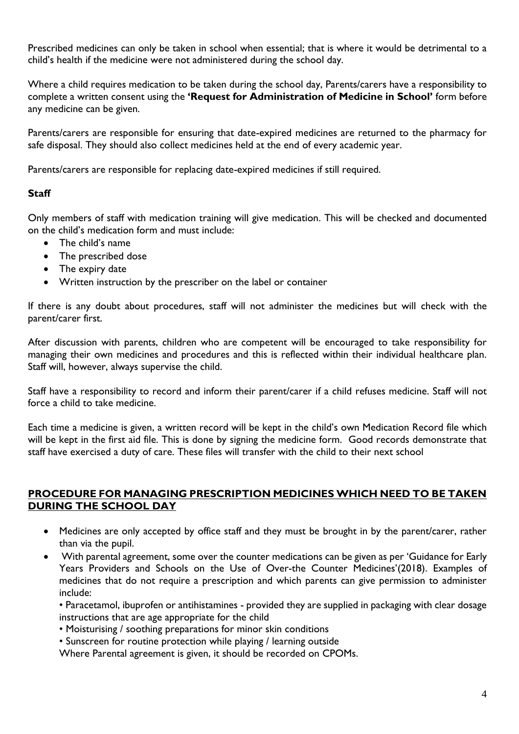Prescribed medicines can only be taken in school when essential; that is where it would be detrimental to a child's health if the medicine were not administered during the school day.

Where a child requires medication to be taken during the school day, Parents/carers have a responsibility to complete a written consent using the **'Request for Administration of Medicine in School'** form before any medicine can be given.

Parents/carers are responsible for ensuring that date-expired medicines are returned to the pharmacy for safe disposal. They should also collect medicines held at the end of every academic year.

Parents/carers are responsible for replacing date-expired medicines if still required.

**Staff**

Only members of staff with medication training will give medication. This will be checked and documented on the child's medication form and must include:

- The child's name
- The prescribed dose
- The expiry date
- Written instruction by the prescriber on the label or container

If there is any doubt about procedures, staff will not administer the medicines but will check with the parent/carer first.

After discussion with parents, children who are competent will be encouraged to take responsibility for managing their own medicines and procedures and this is reflected within their individual healthcare plan. Staff will, however, always supervise the child.

Staff have a responsibility to record and inform their parent/carer if a child refuses medicine. Staff will not force a child to take medicine.

Each time a medicine is given, a written record will be kept in the child's own Medication Record file which will be kept in the first aid file. This is done by signing the medicine form. Good records demonstrate that staff have exercised a duty of care. These files will transfer with the child to their next school

## PROCEDURE FOR MANAGING PRESCRIPTION MEDICINES WHICH NEED TO BE TAKEN DURING THE SCHOOL DAY

- Medicines are only accepted by office staff and they must be brought in by the parent/carer, rather than via the pupil.
- With parental agreement, some over the counter medications can be given as per 'Guidance for Early Years Providers and Schools on the Use of Over-the Counter Medicines'(2018). Examples of medicines that do not require a prescription and which parents can give permission to administer include:

  • Paracetamol, ibuprofen or antihistamines - provided they are supplied in packaging with clear dosage instructions that are age appropriate for the child

  • Moisturising / soothing preparations for minor skin conditions

  • Sunscreen for routine protection while playing / learning outside

  Where Parental agreement is given, it should be recorded on CPOMs.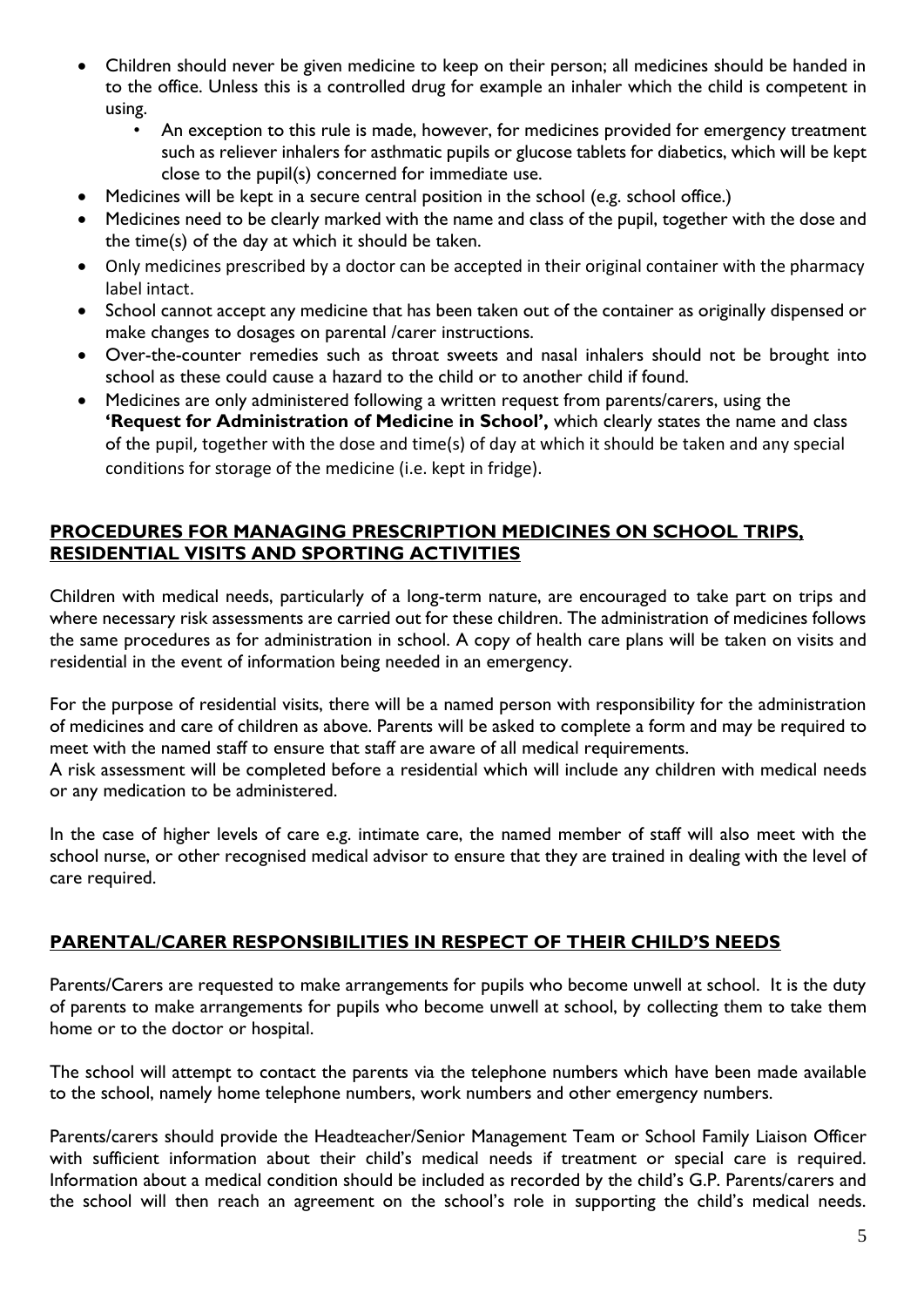- Children should never be given medicine to keep on their person; all medicines should be handed in to the office. Unless this is a controlled drug for example an inhaler which the child is competent in using.
  - An exception to this rule is made, however, for medicines provided for emergency treatment such as reliever inhalers for asthmatic pupils or glucose tablets for diabetics, which will be kept close to the pupil(s) concerned for immediate use.
- Medicines will be kept in a secure central position in the school (e.g. school office.)
- Medicines need to be clearly marked with the name and class of the pupil, together with the dose and the time(s) of the day at which it should be taken.
- Only medicines prescribed by a doctor can be accepted in their original container with the pharmacy label intact.
- School cannot accept any medicine that has been taken out of the container as originally dispensed or make changes to dosages on parental /carer instructions.
- Over-the-counter remedies such as throat sweets and nasal inhalers should not be brought into school as these could cause a hazard to the child or to another child if found.
- Medicines are only administered following a written request from parents/carers, using the **'Request for Administration of Medicine in School',** which clearly states the name and class of the pupil, together with the dose and time(s) of day at which it should be taken and any special conditions for storage of the medicine (i.e. kept in fridge).

## PROCEDURES FOR MANAGING PRESCRIPTION MEDICINES ON SCHOOL TRIPS, RESIDENTIAL VISITS AND SPORTING ACTIVITIES

Children with medical needs, particularly of a long-term nature, are encouraged to take part on trips and where necessary risk assessments are carried out for these children. The administration of medicines follows the same procedures as for administration in school. A copy of health care plans will be taken on visits and residential in the event of information being needed in an emergency.

For the purpose of residential visits, there will be a named person with responsibility for the administration of medicines and care of children as above. Parents will be asked to complete a form and may be required to meet with the named staff to ensure that staff are aware of all medical requirements.
A risk assessment will be completed before a residential which will include any children with medical needs or any medication to be administered.

In the case of higher levels of care e.g. intimate care, the named member of staff will also meet with the school nurse, or other recognised medical advisor to ensure that they are trained in dealing with the level of care required.

## PARENTAL/CARER RESPONSIBILITIES IN RESPECT OF THEIR CHILD'S NEEDS

Parents/Carers are requested to make arrangements for pupils who become unwell at school. It is the duty of parents to make arrangements for pupils who become unwell at school, by collecting them to take them home or to the doctor or hospital.

The school will attempt to contact the parents via the telephone numbers which have been made available to the school, namely home telephone numbers, work numbers and other emergency numbers.

Parents/carers should provide the Headteacher/Senior Management Team or School Family Liaison Officer with sufficient information about their child's medical needs if treatment or special care is required. Information about a medical condition should be included as recorded by the child's G.P. Parents/carers and the school will then reach an agreement on the school's role in supporting the child's medical needs.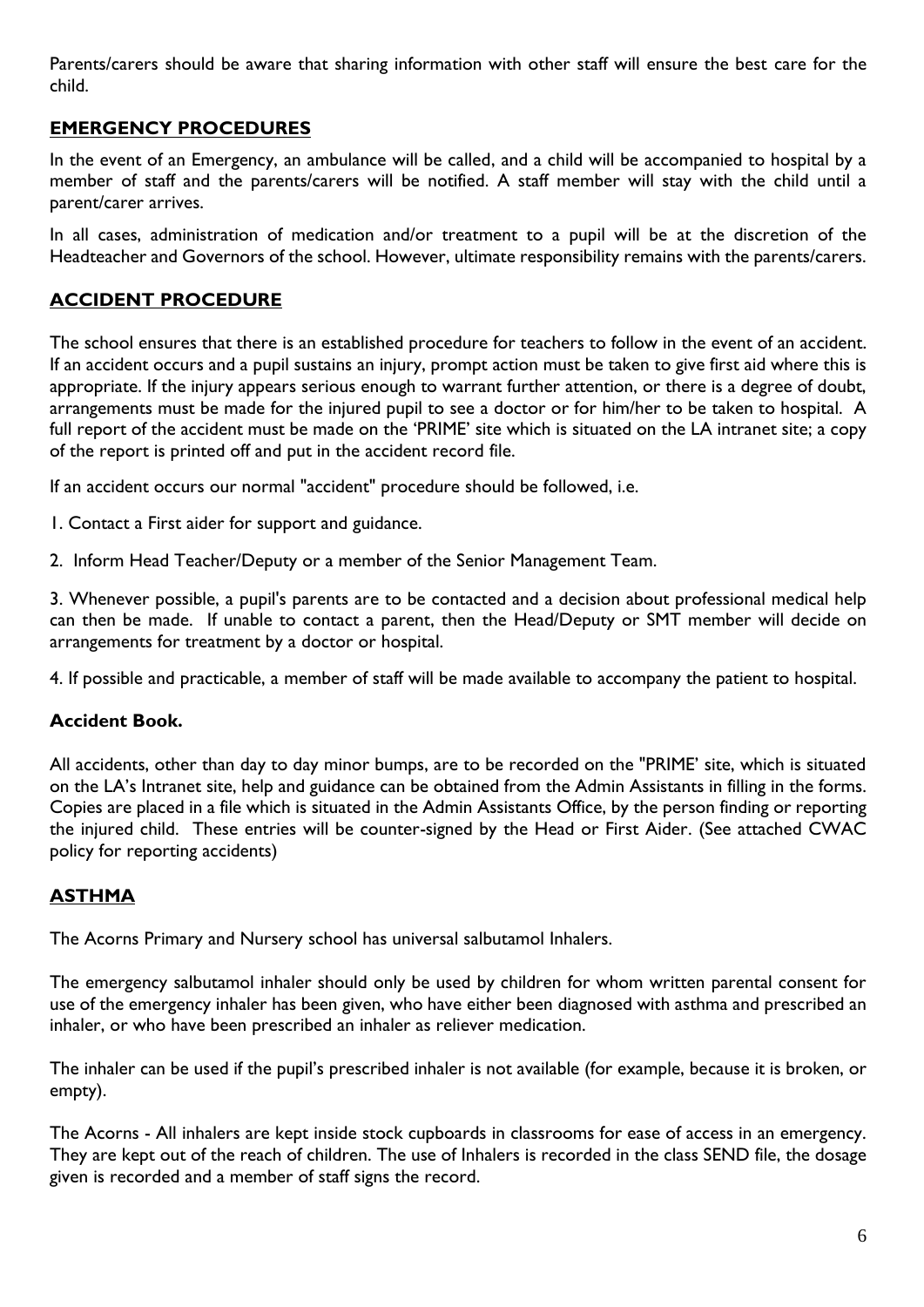Parents/carers should be aware that sharing information with other staff will ensure the best care for the child.

## EMERGENCY PROCEDURES

In the event of an Emergency, an ambulance will be called, and a child will be accompanied to hospital by a member of staff and the parents/carers will be notified. A staff member will stay with the child until a parent/carer arrives.

In all cases, administration of medication and/or treatment to a pupil will be at the discretion of the Headteacher and Governors of the school. However, ultimate responsibility remains with the parents/carers.

## ACCIDENT PROCEDURE

The school ensures that there is an established procedure for teachers to follow in the event of an accident. If an accident occurs and a pupil sustains an injury, prompt action must be taken to give first aid where this is appropriate. If the injury appears serious enough to warrant further attention, or there is a degree of doubt, arrangements must be made for the injured pupil to see a doctor or for him/her to be taken to hospital. A full report of the accident must be made on the 'PRIME' site which is situated on the LA intranet site; a copy of the report is printed off and put in the accident record file.

If an accident occurs our normal "accident" procedure should be followed, i.e.

1. Contact a First aider for support and guidance.
2. Inform Head Teacher/Deputy or a member of the Senior Management Team.
3. Whenever possible, a pupil's parents are to be contacted and a decision about professional medical help can then be made. If unable to contact a parent, then the Head/Deputy or SMT member will decide on arrangements for treatment by a doctor or hospital.
4. If possible and practicable, a member of staff will be made available to accompany the patient to hospital.

### Accident Book.

All accidents, other than day to day minor bumps, are to be recorded on the "PRIME' site, which is situated on the LA's Intranet site, help and guidance can be obtained from the Admin Assistants in filling in the forms. Copies are placed in a file which is situated in the Admin Assistants Office, by the person finding or reporting the injured child. These entries will be counter-signed by the Head or First Aider. (See attached CWAC policy for reporting accidents)

## ASTHMA

The Acorns Primary and Nursery school has universal salbutamol Inhalers.

The emergency salbutamol inhaler should only be used by children for whom written parental consent for use of the emergency inhaler has been given, who have either been diagnosed with asthma and prescribed an inhaler, or who have been prescribed an inhaler as reliever medication.

The inhaler can be used if the pupil's prescribed inhaler is not available (for example, because it is broken, or empty).

The Acorns - All inhalers are kept inside stock cupboards in classrooms for ease of access in an emergency. They are kept out of the reach of children. The use of Inhalers is recorded in the class SEND file, the dosage given is recorded and a member of staff signs the record.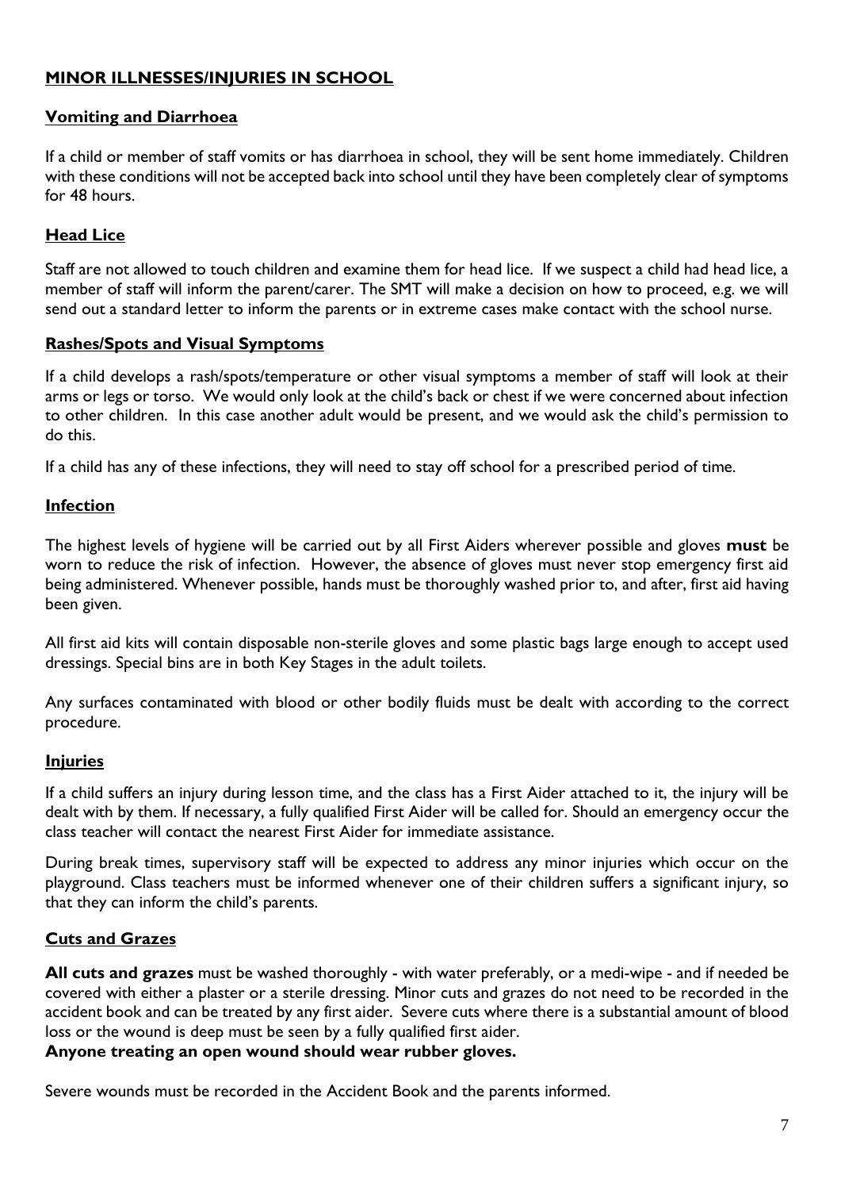## MINOR ILLNESSES/INJURIES IN SCHOOL

### Vomiting and Diarrhoea

If a child or member of staff vomits or has diarrhoea in school, they will be sent home immediately. Children with these conditions will not be accepted back into school until they have been completely clear of symptoms for 48 hours.

### Head Lice

Staff are not allowed to touch children and examine them for head lice. If we suspect a child had head lice, a member of staff will inform the parent/carer. The SMT will make a decision on how to proceed, e.g. we will send out a standard letter to inform the parents or in extreme cases make contact with the school nurse.

### Rashes/Spots and Visual Symptoms

If a child develops a rash/spots/temperature or other visual symptoms a member of staff will look at their arms or legs or torso. We would only look at the child's back or chest if we were concerned about infection to other children. In this case another adult would be present, and we would ask the child's permission to do this.

If a child has any of these infections, they will need to stay off school for a prescribed period of time.

### Infection

The highest levels of hygiene will be carried out by all First Aiders wherever possible and gloves **must** be worn to reduce the risk of infection. However, the absence of gloves must never stop emergency first aid being administered. Whenever possible, hands must be thoroughly washed prior to, and after, first aid having been given.

All first aid kits will contain disposable non-sterile gloves and some plastic bags large enough to accept used dressings. Special bins are in both Key Stages in the adult toilets.

Any surfaces contaminated with blood or other bodily fluids must be dealt with according to the correct procedure.

### Injuries

If a child suffers an injury during lesson time, and the class has a First Aider attached to it, the injury will be dealt with by them. If necessary, a fully qualified First Aider will be called for. Should an emergency occur the class teacher will contact the nearest First Aider for immediate assistance.

During break times, supervisory staff will be expected to address any minor injuries which occur on the playground. Class teachers must be informed whenever one of their children suffers a significant injury, so that they can inform the child's parents.

### Cuts and Grazes

**All cuts and grazes** must be washed thoroughly - with water preferably, or a medi-wipe - and if needed be covered with either a plaster or a sterile dressing. Minor cuts and grazes do not need to be recorded in the accident book and can be treated by any first aider. Severe cuts where there is a substantial amount of blood loss or the wound is deep must be seen by a fully qualified first aider.
**Anyone treating an open wound should wear rubber gloves.**

Severe wounds must be recorded in the Accident Book and the parents informed.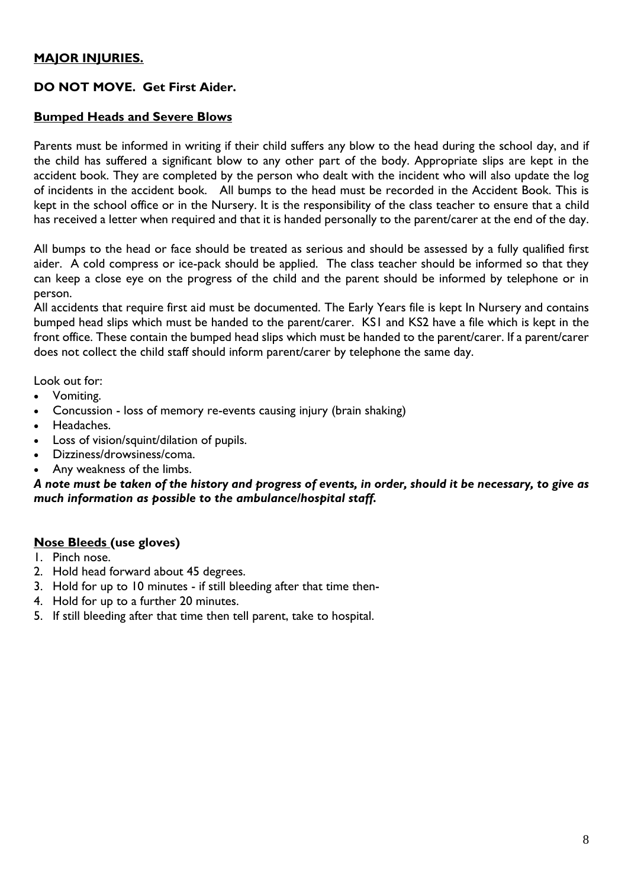## MAJOR INJURIES.

**DO NOT MOVE. Get First Aider.**

### Bumped Heads and Severe Blows

Parents must be informed in writing if their child suffers any blow to the head during the school day, and if the child has suffered a significant blow to any other part of the body. Appropriate slips are kept in the accident book. They are completed by the person who dealt with the incident who will also update the log of incidents in the accident book. All bumps to the head must be recorded in the Accident Book. This is kept in the school office or in the Nursery. It is the responsibility of the class teacher to ensure that a child has received a letter when required and that it is handed personally to the parent/carer at the end of the day.

All bumps to the head or face should be treated as serious and should be assessed by a fully qualified first aider. A cold compress or ice-pack should be applied. The class teacher should be informed so that they can keep a close eye on the progress of the child and the parent should be informed by telephone or in person.

All accidents that require first aid must be documented. The Early Years file is kept In Nursery and contains bumped head slips which must be handed to the parent/carer. KS1 and KS2 have a file which is kept in the front office. These contain the bumped head slips which must be handed to the parent/carer. If a parent/carer does not collect the child staff should inform parent/carer by telephone the same day.

Look out for:

- Vomiting.
- Concussion - loss of memory re-events causing injury (brain shaking)
- Headaches.
- Loss of vision/squint/dilation of pupils.
- Dizziness/drowsiness/coma.
- Any weakness of the limbs.

***A note must be taken of the history and progress of events, in order, should it be necessary, to give as much information as possible to the ambulance/hospital staff.***

### Nose Bleeds (use gloves)

1. Pinch nose.
2. Hold head forward about 45 degrees.
3. Hold for up to 10 minutes - if still bleeding after that time then-
4. Hold for up to a further 20 minutes.
5. If still bleeding after that time then tell parent, take to hospital.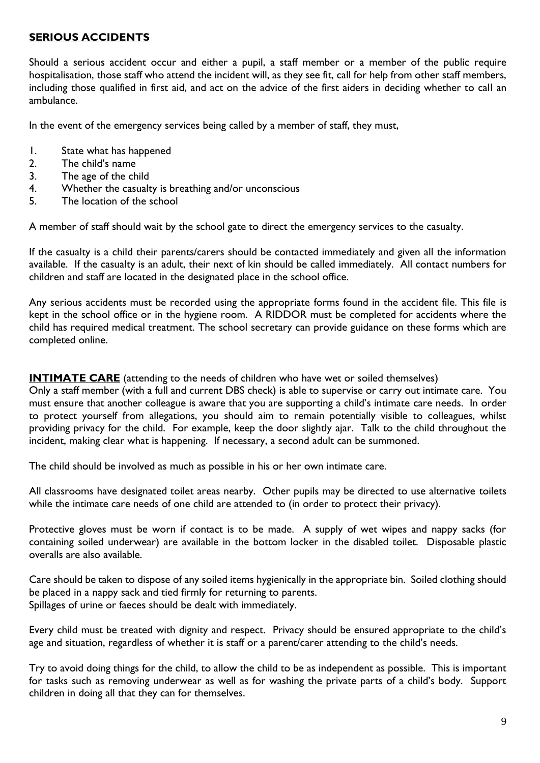## SERIOUS ACCIDENTS

Should a serious accident occur and either a pupil, a staff member or a member of the public require hospitalisation, those staff who attend the incident will, as they see fit, call for help from other staff members, including those qualified in first aid, and act on the advice of the first aiders in deciding whether to call an ambulance.

In the event of the emergency services being called by a member of staff, they must,

1. State what has happened
2. The child's name
3. The age of the child
4. Whether the casualty is breathing and/or unconscious
5. The location of the school

A member of staff should wait by the school gate to direct the emergency services to the casualty.

If the casualty is a child their parents/carers should be contacted immediately and given all the information available. If the casualty is an adult, their next of kin should be called immediately. All contact numbers for children and staff are located in the designated place in the school office.

Any serious accidents must be recorded using the appropriate forms found in the accident file. This file is kept in the school office or in the hygiene room. A RIDDOR must be completed for accidents where the child has required medical treatment. The school secretary can provide guidance on these forms which are completed online.

**INTIMATE CARE** (attending to the needs of children who have wet or soiled themselves)

Only a staff member (with a full and current DBS check) is able to supervise or carry out intimate care. You must ensure that another colleague is aware that you are supporting a child's intimate care needs. In order to protect yourself from allegations, you should aim to remain potentially visible to colleagues, whilst providing privacy for the child. For example, keep the door slightly ajar. Talk to the child throughout the incident, making clear what is happening. If necessary, a second adult can be summoned.

The child should be involved as much as possible in his or her own intimate care.

All classrooms have designated toilet areas nearby. Other pupils may be directed to use alternative toilets while the intimate care needs of one child are attended to (in order to protect their privacy).

Protective gloves must be worn if contact is to be made. A supply of wet wipes and nappy sacks (for containing soiled underwear) are available in the bottom locker in the disabled toilet. Disposable plastic overalls are also available.

Care should be taken to dispose of any soiled items hygienically in the appropriate bin. Soiled clothing should be placed in a nappy sack and tied firmly for returning to parents.
Spillages of urine or faeces should be dealt with immediately.

Every child must be treated with dignity and respect. Privacy should be ensured appropriate to the child's age and situation, regardless of whether it is staff or a parent/carer attending to the child's needs.

Try to avoid doing things for the child, to allow the child to be as independent as possible. This is important for tasks such as removing underwear as well as for washing the private parts of a child's body. Support children in doing all that they can for themselves.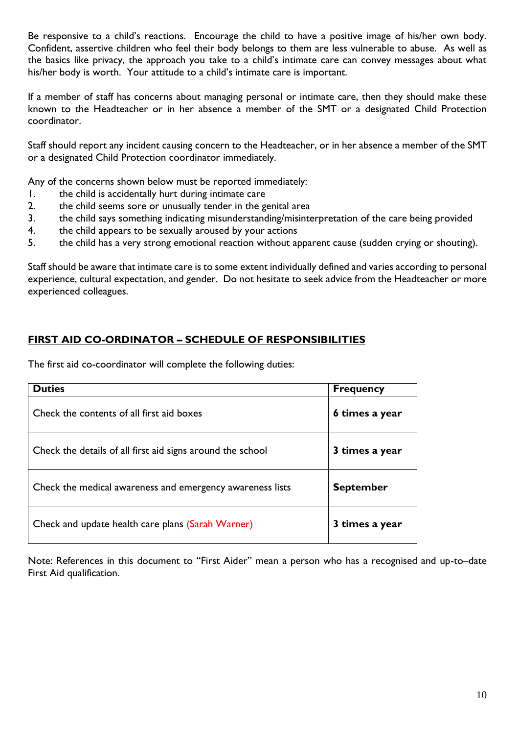Be responsive to a child's reactions. Encourage the child to have a positive image of his/her own body. Confident, assertive children who feel their body belongs to them are less vulnerable to abuse. As well as the basics like privacy, the approach you take to a child's intimate care can convey messages about what his/her body is worth. Your attitude to a child's intimate care is important.

If a member of staff has concerns about managing personal or intimate care, then they should make these known to the Headteacher or in her absence a member of the SMT or a designated Child Protection coordinator.

Staff should report any incident causing concern to the Headteacher, or in her absence a member of the SMT or a designated Child Protection coordinator immediately.

Any of the concerns shown below must be reported immediately:

1. the child is accidentally hurt during intimate care
2. the child seems sore or unusually tender in the genital area
3. the child says something indicating misunderstanding/misinterpretation of the care being provided
4. the child appears to be sexually aroused by your actions
5. the child has a very strong emotional reaction without apparent cause (sudden crying or shouting).

Staff should be aware that intimate care is to some extent individually defined and varies according to personal experience, cultural expectation, and gender. Do not hesitate to seek advice from the Headteacher or more experienced colleagues.

## FIRST AID CO-ORDINATOR – SCHEDULE OF RESPONSIBILITIES

The first aid co-coordinator will complete the following duties:

| Duties | Frequency |
|---|---|
| Check the contents of all first aid boxes | **6 times a year** |
| Check the details of all first aid signs around the school | **3 times a year** |
| Check the medical awareness and emergency awareness lists | **September** |
| Check and update health care plans (Sarah Warner) | **3 times a year** |

Note: References in this document to "First Aider" mean a person who has a recognised and up-to–date First Aid qualification.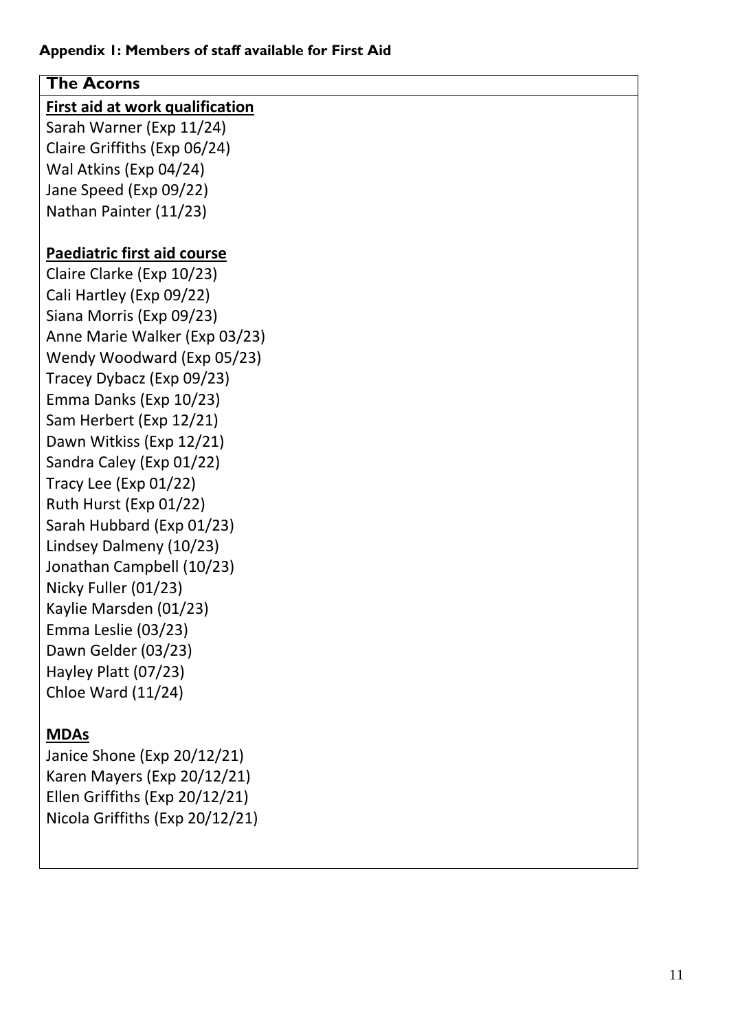**Appendix 1: Members of staff available for First Aid**

## The Acorns

**First aid at work qualification**

Sarah Warner (Exp 11/24)
Claire Griffiths (Exp 06/24)
Wal Atkins (Exp 04/24)
Jane Speed (Exp 09/22)
Nathan Painter (11/23)

**Paediatric first aid course**

Claire Clarke (Exp 10/23)
Cali Hartley (Exp 09/22)
Siana Morris (Exp 09/23)
Anne Marie Walker (Exp 03/23)
Wendy Woodward (Exp 05/23)
Tracey Dybacz (Exp 09/23)
Emma Danks (Exp 10/23)
Sam Herbert (Exp 12/21)
Dawn Witkiss (Exp 12/21)
Sandra Caley (Exp 01/22)
Tracy Lee (Exp 01/22)
Ruth Hurst (Exp 01/22)
Sarah Hubbard (Exp 01/23)
Lindsey Dalmeny (10/23)
Jonathan Campbell (10/23)
Nicky Fuller (01/23)
Kaylie Marsden (01/23)
Emma Leslie (03/23)
Dawn Gelder (03/23)
Hayley Platt (07/23)
Chloe Ward (11/24)

**MDAs**

Janice Shone (Exp 20/12/21)
Karen Mayers (Exp 20/12/21)
Ellen Griffiths (Exp 20/12/21)
Nicola Griffiths (Exp 20/12/21)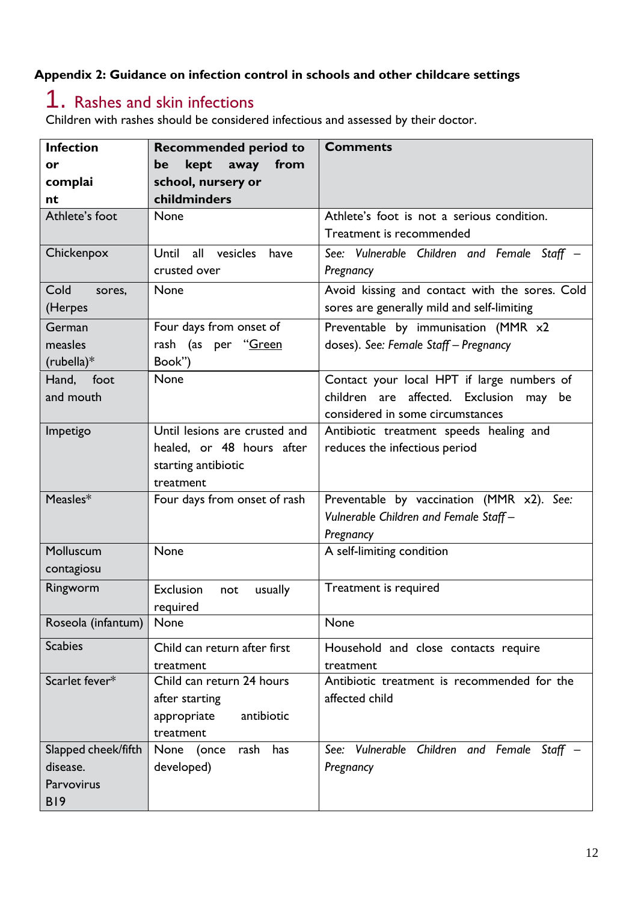**Appendix 2: Guidance on infection control in schools and other childcare settings**

## 1. Rashes and skin infections

Children with rashes should be considered infectious and assessed by their doctor.

| Infection or complaint | Recommended period to be kept away from school, nursery or childminders | Comments |
|---|---|---|
| Athlete's foot | None | Athlete's foot is not a serious condition. Treatment is recommended |
| Chickenpox | Until all vesicles have crusted over | *See: Vulnerable Children and Female Staff – Pregnancy* |
| Cold sores, (Herpes | None | Avoid kissing and contact with the sores. Cold sores are generally mild and self-limiting |
| German measles (rubella)* | Four days from onset of rash (as per "Green Book") | Preventable by immunisation (MMR x2 doses). *See: Female Staff – Pregnancy* |
| Hand, foot and mouth | None | Contact your local HPT if large numbers of children are affected. Exclusion may be considered in some circumstances |
| Impetigo | Until lesions are crusted and healed, or 48 hours after starting antibiotic treatment | Antibiotic treatment speeds healing and reduces the infectious period |
| Measles* | Four days from onset of rash | Preventable by vaccination (MMR x2). *See: Vulnerable Children and Female Staff – Pregnancy* |
| Molluscum contagiosu | None | A self-limiting condition |
| Ringworm | Exclusion not usually required | Treatment is required |
| Roseola (infantum) | None | None |
| Scabies | Child can return after first treatment | Household and close contacts require treatment |
| Scarlet fever* | Child can return 24 hours after starting appropriate antibiotic treatment | Antibiotic treatment is recommended for the affected child |
| Slapped cheek/fifth disease. Parvovirus B19 | None (once rash has developed) | *See: Vulnerable Children and Female Staff – Pregnancy* |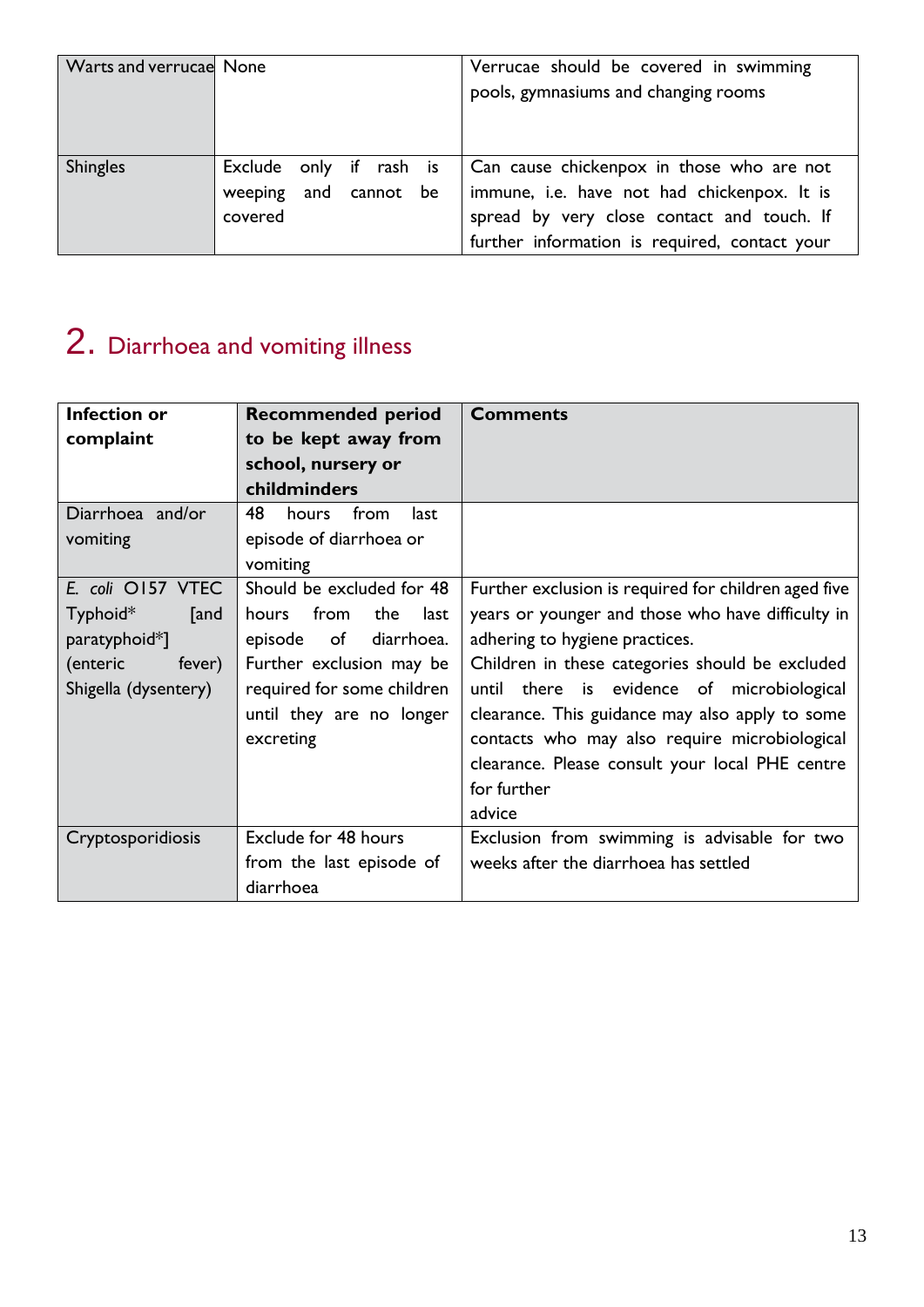| | | |
|---|---|---|
| Warts and verrucae | None | Verrucae should be covered in swimming pools, gymnasiums and changing rooms |
| Shingles | Exclude only if rash is weeping and cannot be covered | Can cause chickenpox in those who are not immune, i.e. have not had chickenpox. It is spread by very close contact and touch. If further information is required, contact your |

## 2. Diarrhoea and vomiting illness

| **Infection or complaint** | **Recommended period to be kept away from school, nursery or childminders** | **Comments** |
|---|---|---|
| Diarrhoea and/or vomiting | 48 hours from last episode of diarrhoea or vomiting | |
| *E. coli* O157 VTEC<br>Typhoid* [and paratyphoid*] (enteric fever)<br>Shigella (dysentery) | Should be excluded for 48 hours from the last episode of diarrhoea. Further exclusion may be required for some children until they are no longer excreting | Further exclusion is required for children aged five years or younger and those who have difficulty in adhering to hygiene practices.<br>Children in these categories should be excluded until there is evidence of microbiological clearance. This guidance may also apply to some contacts who may also require microbiological clearance. Please consult your local PHE centre for further advice |
| Cryptosporidiosis | Exclude for 48 hours from the last episode of diarrhoea | Exclusion from swimming is advisable for two weeks after the diarrhoea has settled |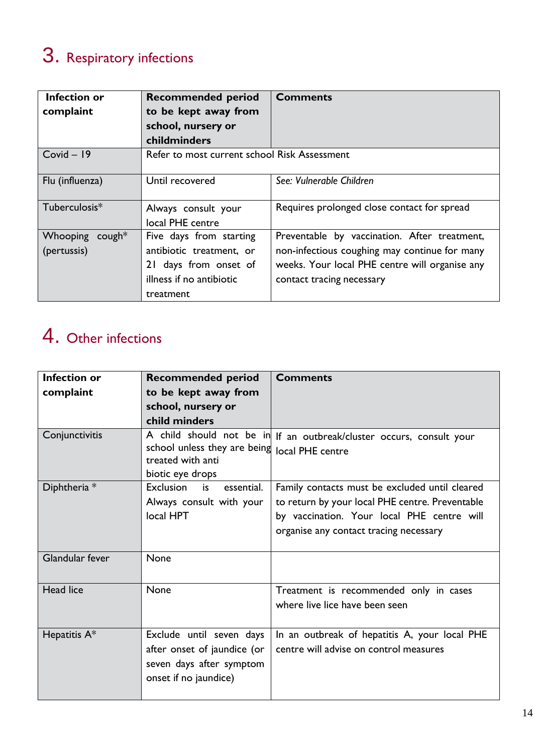## 3. Respiratory infections

| Infection or complaint | Recommended period to be kept away from school, nursery or childminders | Comments |
|---|---|---|
| Covid – 19 | Refer to most current school Risk Assessment | |
| Flu (influenza) | Until recovered | *See: Vulnerable Children* |
| Tuberculosis* | Always consult your local PHE centre | Requires prolonged close contact for spread |
| Whooping cough* (pertussis) | Five days from starting antibiotic treatment, or 21 days from onset of illness if no antibiotic treatment | Preventable by vaccination. After treatment, non-infectious coughing may continue for many weeks. Your local PHE centre will organise any contact tracing necessary |

## 4. Other infections

| Infection or complaint | Recommended period to be kept away from school, nursery or child minders | Comments |
|---|---|---|
| Conjunctivitis | A child should not be in school unless they are being treated with anti biotic eye drops | If an outbreak/cluster occurs, consult your local PHE centre |
| Diphtheria * | Exclusion is essential. Always consult with your local HPT | Family contacts must be excluded until cleared to return by your local PHE centre. Preventable by vaccination. Your local PHE centre will organise any contact tracing necessary |
| Glandular fever | None | |
| Head lice | None | Treatment is recommended only in cases where live lice have been seen |
| Hepatitis A* | Exclude until seven days after onset of jaundice (or seven days after symptom onset if no jaundice) | In an outbreak of hepatitis A, your local PHE centre will advise on control measures |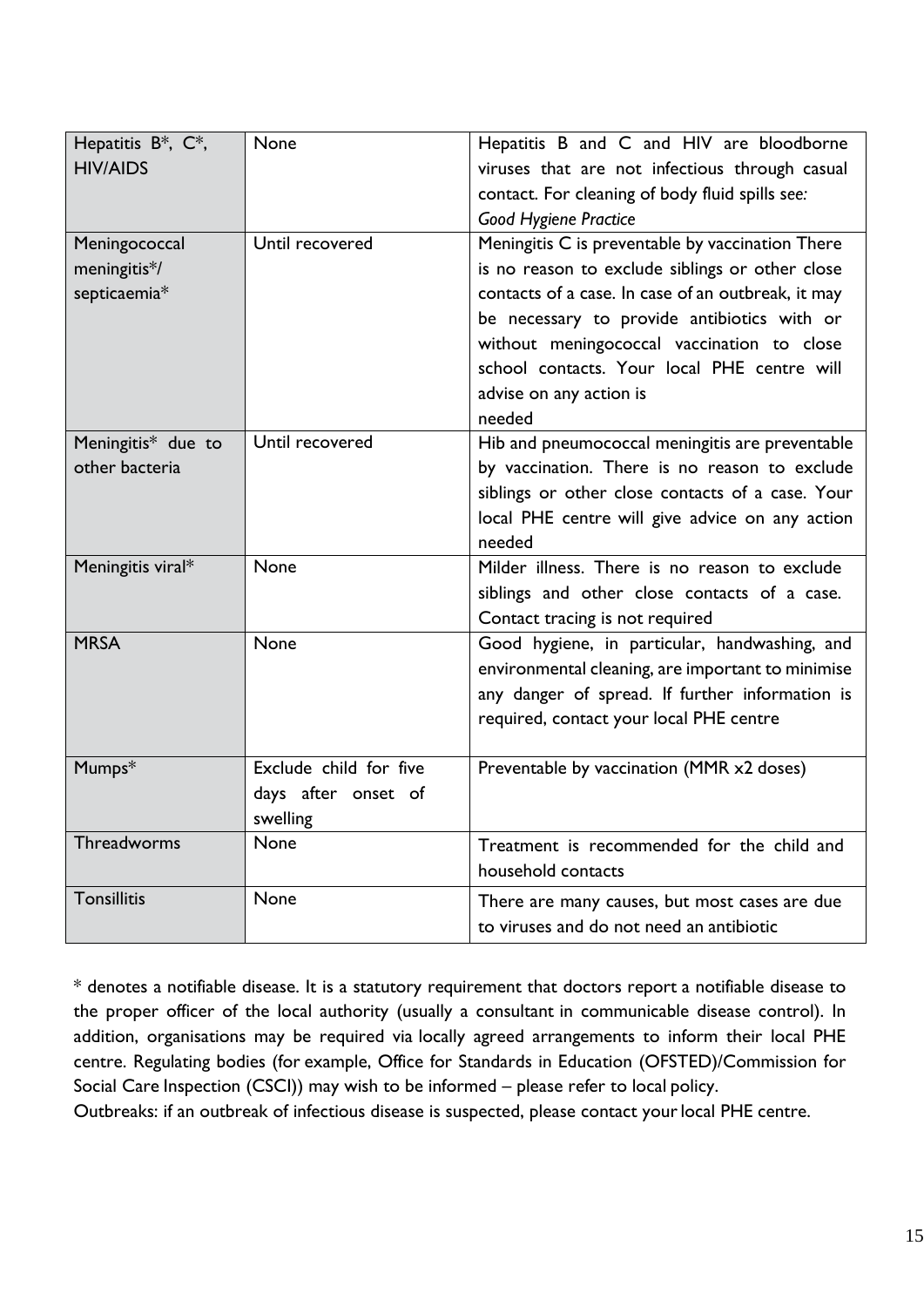| Hepatitis B*, C*, HIV/AIDS | None | Hepatitis B and C and HIV are bloodborne viruses that are not infectious through casual contact. For cleaning of body fluid spills see: *Good Hygiene Practice* |
|---|---|---|
| Meningococcal meningitis*/ septicaemia* | Until recovered | Meningitis C is preventable by vaccination There is no reason to exclude siblings or other close contacts of a case. In case of an outbreak, it may be necessary to provide antibiotics with or without meningococcal vaccination to close school contacts. Your local PHE centre will advise on any action is needed |
| Meningitis* due to other bacteria | Until recovered | Hib and pneumococcal meningitis are preventable by vaccination. There is no reason to exclude siblings or other close contacts of a case. Your local PHE centre will give advice on any action needed |
| Meningitis viral* | None | Milder illness. There is no reason to exclude siblings and other close contacts of a case. Contact tracing is not required |
| MRSA | None | Good hygiene, in particular, handwashing, and environmental cleaning, are important to minimise any danger of spread. If further information is required, contact your local PHE centre |
| Mumps* | Exclude child for five days after onset of swelling | Preventable by vaccination (MMR x2 doses) |
| Threadworms | None | Treatment is recommended for the child and household contacts |
| Tonsillitis | None | There are many causes, but most cases are due to viruses and do not need an antibiotic |

* denotes a notifiable disease. It is a statutory requirement that doctors report a notifiable disease to the proper officer of the local authority (usually a consultant in communicable disease control). In addition, organisations may be required via locally agreed arrangements to inform their local PHE centre. Regulating bodies (for example, Office for Standards in Education (OFSTED)/Commission for Social Care Inspection (CSCI)) may wish to be informed – please refer to local policy.

Outbreaks: if an outbreak of infectious disease is suspected, please contact your local PHE centre.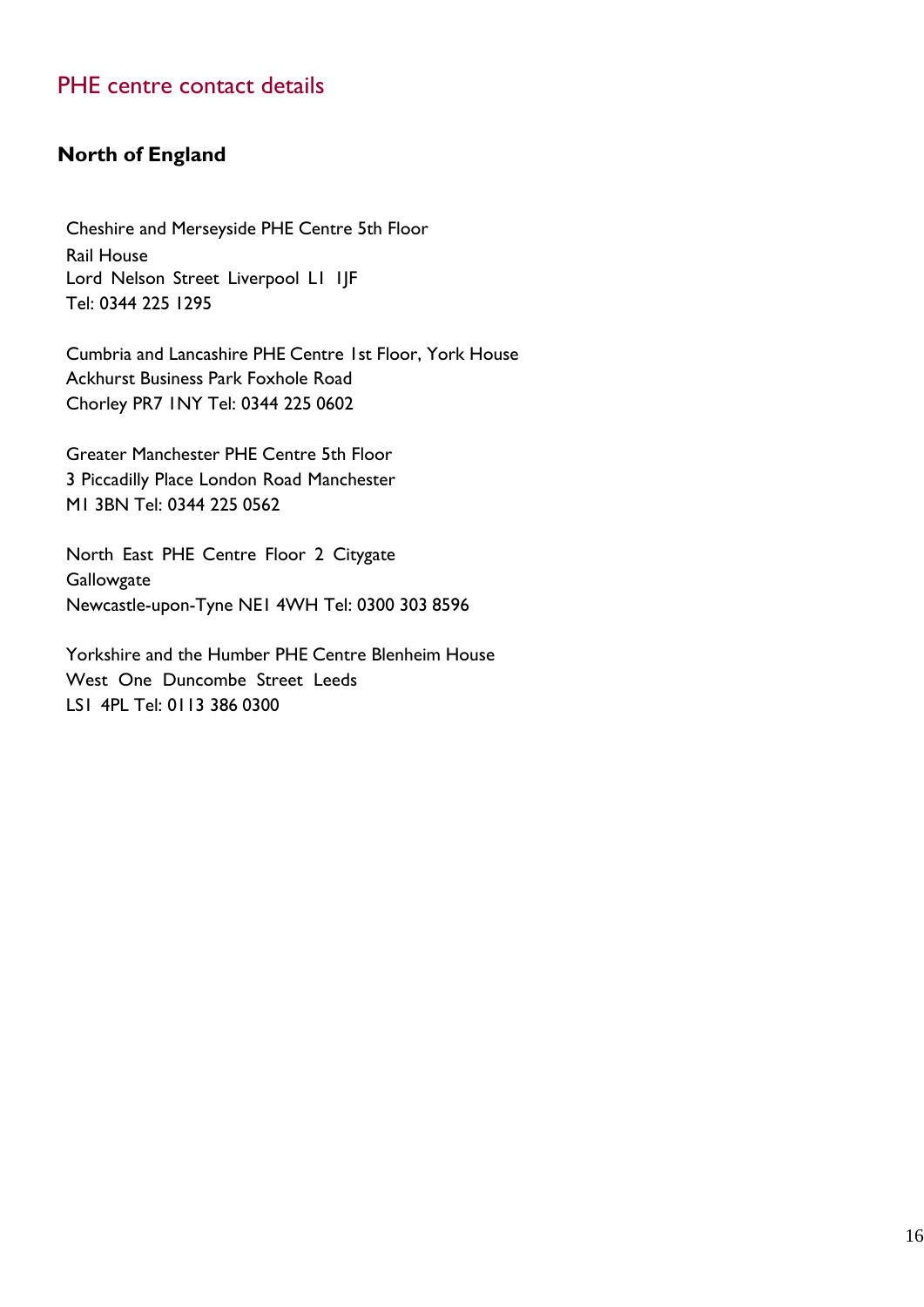## PHE centre contact details

### North of England

Cheshire and Merseyside PHE Centre 5th Floor
Rail House
Lord Nelson Street Liverpool L1 1JF
Tel: 0344 225 1295

Cumbria and Lancashire PHE Centre 1st Floor, York House
Ackhurst Business Park Foxhole Road
Chorley PR7 1NY Tel: 0344 225 0602

Greater Manchester PHE Centre 5th Floor
3 Piccadilly Place London Road Manchester
M1 3BN Tel: 0344 225 0562

North East PHE Centre Floor 2 Citygate
Gallowgate
Newcastle-upon-Tyne NE1 4WH Tel: 0300 303 8596

Yorkshire and the Humber PHE Centre Blenheim House
West One Duncombe Street Leeds
LS1 4PL Tel: 0113 386 0300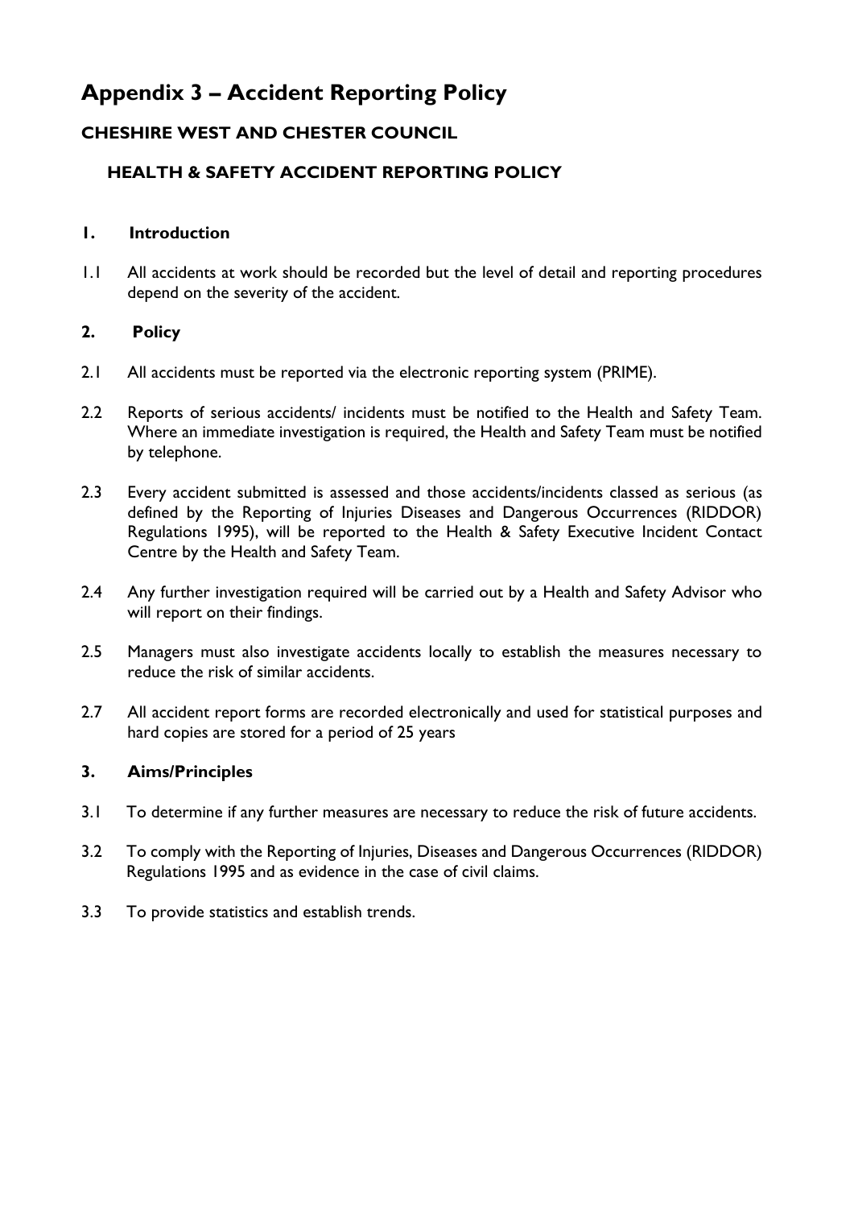# Appendix 3 – Accident Reporting Policy

## CHESHIRE WEST AND CHESTER COUNCIL

### HEALTH & SAFETY ACCIDENT REPORTING POLICY

**1. Introduction**

1.1 All accidents at work should be recorded but the level of detail and reporting procedures depend on the severity of the accident.

**2. Policy**

2.1 All accidents must be reported via the electronic reporting system (PRIME).

2.2 Reports of serious accidents/ incidents must be notified to the Health and Safety Team. Where an immediate investigation is required, the Health and Safety Team must be notified by telephone.

2.3 Every accident submitted is assessed and those accidents/incidents classed as serious (as defined by the Reporting of Injuries Diseases and Dangerous Occurrences (RIDDOR) Regulations 1995), will be reported to the Health & Safety Executive Incident Contact Centre by the Health and Safety Team.

2.4 Any further investigation required will be carried out by a Health and Safety Advisor who will report on their findings.

2.5 Managers must also investigate accidents locally to establish the measures necessary to reduce the risk of similar accidents.

2.7 All accident report forms are recorded electronically and used for statistical purposes and hard copies are stored for a period of 25 years

**3. Aims/Principles**

3.1 To determine if any further measures are necessary to reduce the risk of future accidents.

3.2 To comply with the Reporting of Injuries, Diseases and Dangerous Occurrences (RIDDOR) Regulations 1995 and as evidence in the case of civil claims.

3.3 To provide statistics and establish trends.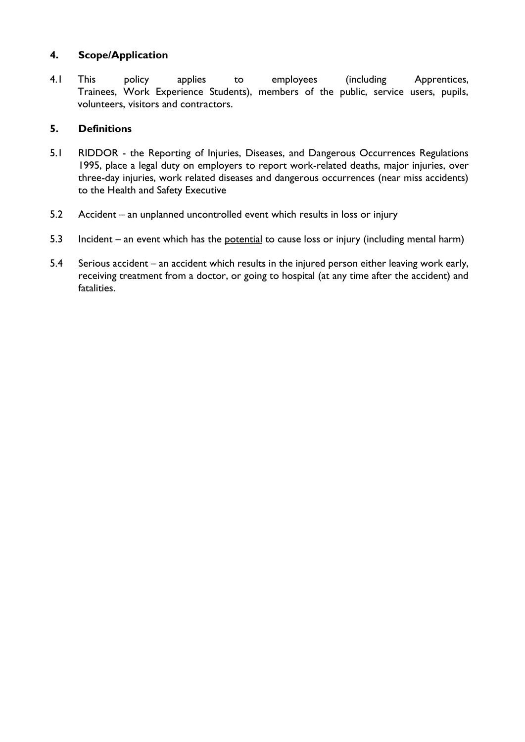## 4. Scope/Application

4.1 This policy applies to employees (including Apprentices, Trainees, Work Experience Students), members of the public, service users, pupils, volunteers, visitors and contractors.

## 5. Definitions

5.1 RIDDOR - the Reporting of Injuries, Diseases, and Dangerous Occurrences Regulations 1995, place a legal duty on employers to report work-related deaths, major injuries, over three-day injuries, work related diseases and dangerous occurrences (near miss accidents) to the Health and Safety Executive

5.2 Accident – an unplanned uncontrolled event which results in loss or injury

5.3 Incident – an event which has the <u>potential</u> to cause loss or injury (including mental harm)

5.4 Serious accident – an accident which results in the injured person either leaving work early, receiving treatment from a doctor, or going to hospital (at any time after the accident) and fatalities.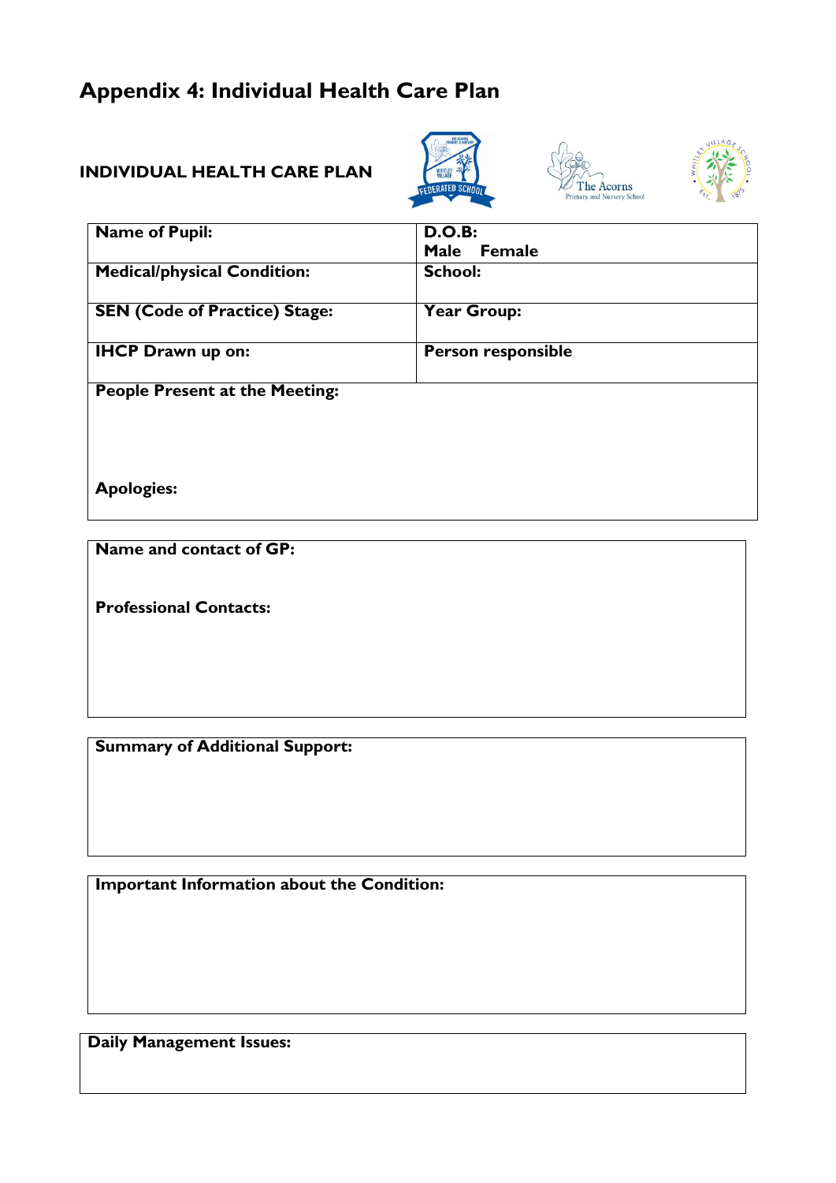# Appendix 4: Individual Health Care Plan

**INDIVIDUAL HEALTH CARE PLAN**

| **Name of Pupil:** | **D.O.B:**<br>**Male Female** |
|---|---|
| **Medical/physical Condition:** | **School:** |
| **SEN (Code of Practice) Stage:** | **Year Group:** |
| **IHCP Drawn up on:** | **Person responsible** |
| **People Present at the Meeting:**<br><br>**Apologies:** | |

| **Name and contact of GP:**<br><br>**Professional Contacts:** |
|---|

| **Summary of Additional Support:** |
|---|

| **Important Information about the Condition:** |
|---|

| **Daily Management Issues:** |
|---|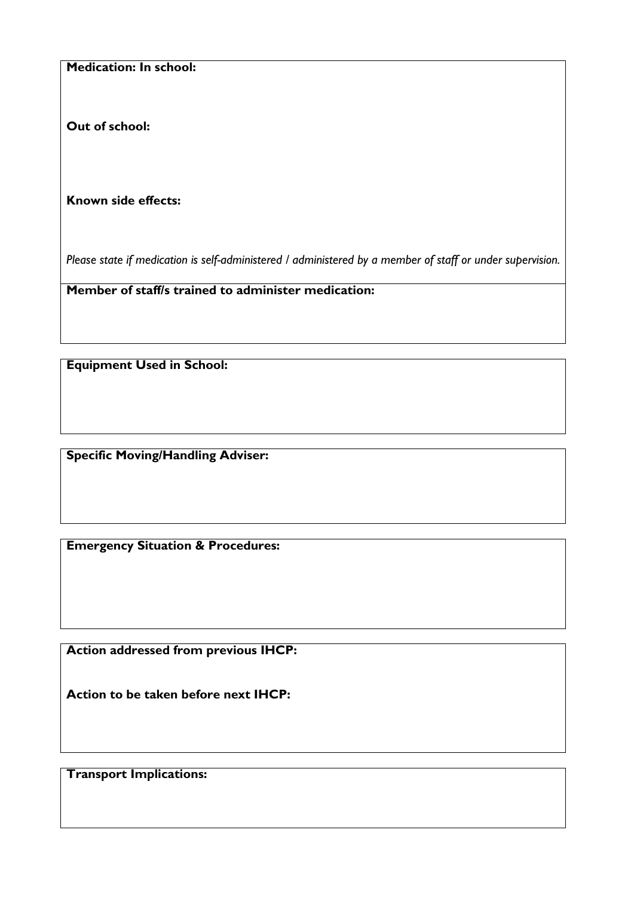**Medication: In school:**

**Out of school:**

**Known side effects:**

*Please state if medication is self-administered / administered by a member of staff or under supervision.*

**Member of staff/s trained to administer medication:**

**Equipment Used in School:**

**Specific Moving/Handling Adviser:**

**Emergency Situation & Procedures:**

**Action addressed from previous IHCP:**

**Action to be taken before next IHCP:**

**Transport Implications:**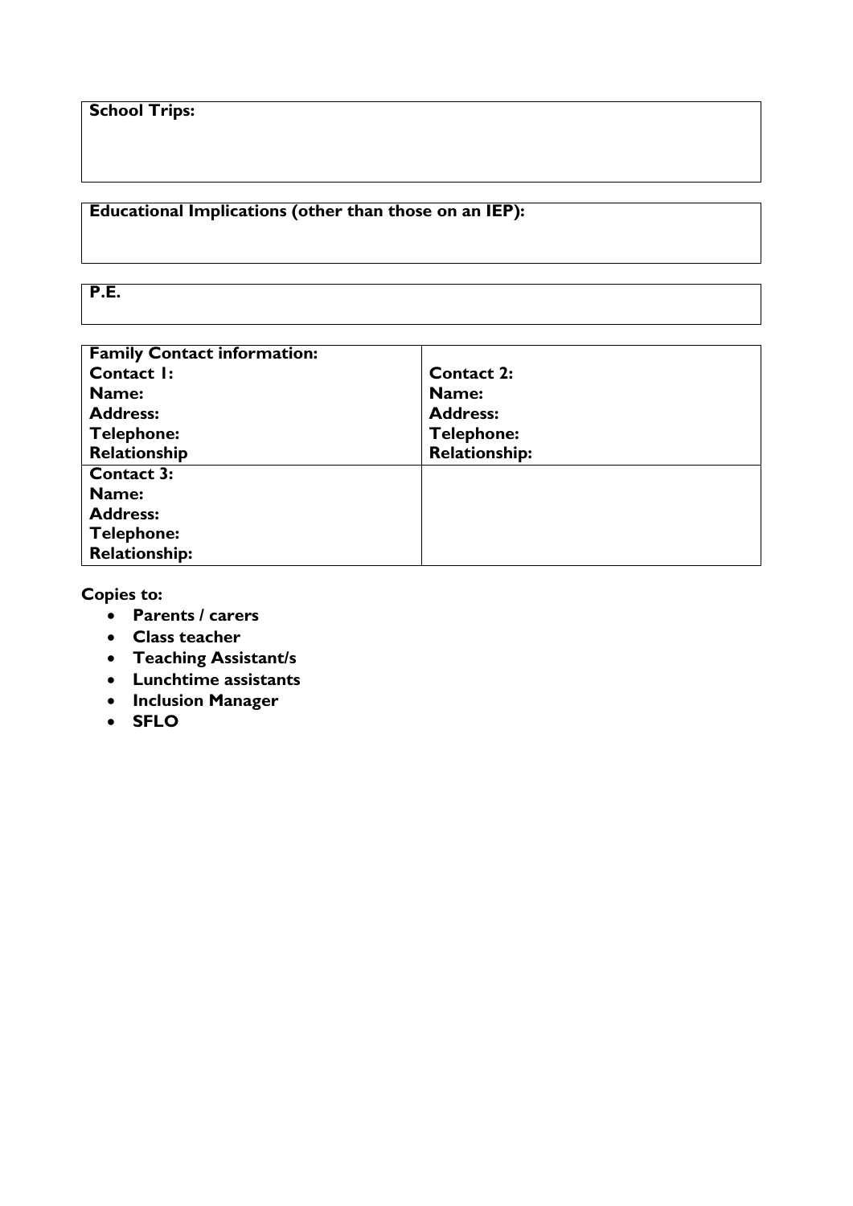| **School Trips:** |
|---|
| |

| **Educational Implications (other than those on an IEP):** |
|---|
| |

| **P.E.** |
|---|
| |

| **Family Contact information:** | |
|---|---|
| **Contact 1:**<br>**Name:**<br>**Address:**<br>**Telephone:**<br>**Relationship** | **Contact 2:**<br>**Name:**<br>**Address:**<br>**Telephone:**<br>**Relationship:** |
| **Contact 3:**<br>**Name:**<br>**Address:**<br>**Telephone:**<br>**Relationship:** | |

**Copies to:**

- **Parents / carers**
- **Class teacher**
- **Teaching Assistant/s**
- **Lunchtime assistants**
- **Inclusion Manager**
- **SFLO**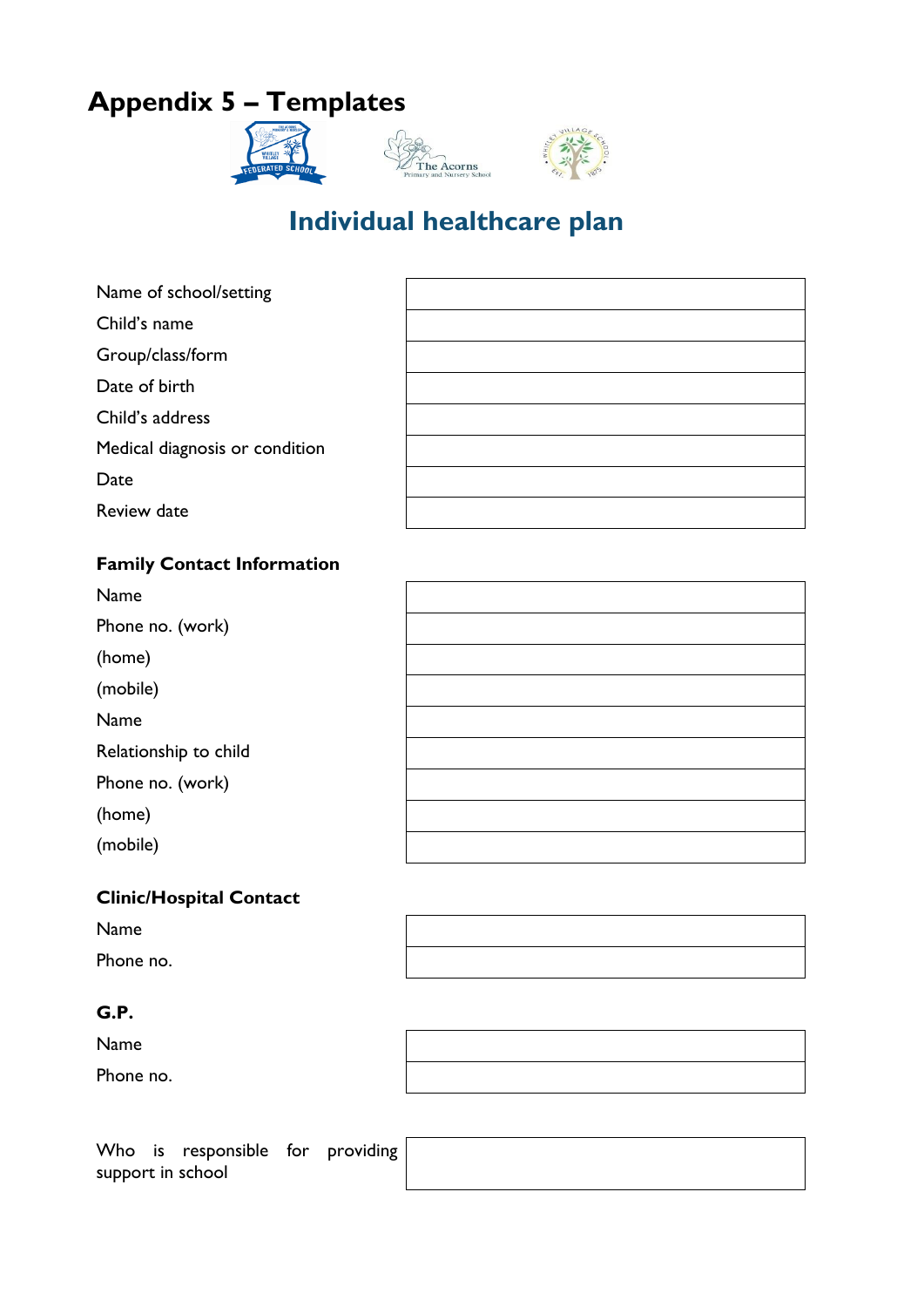# Appendix 5 – Templates

## Individual healthcare plan

| | |
|---|---|
| Name of school/setting | |
| Child's name | |
| Group/class/form | |
| Date of birth | |
| Child's address | |
| Medical diagnosis or condition | |
| Date | |
| Review date | |

**Family Contact Information**

| | |
|---|---|
| Name | |
| Phone no. (work) | |
| (home) | |
| (mobile) | |
| Name | |
| Relationship to child | |
| Phone no. (work) | |
| (home) | |
| (mobile) | |

**Clinic/Hospital Contact**

| | |
|---|---|
| Name | |
| Phone no. | |

**G.P.**

| | |
|---|---|
| Name | |
| Phone no. | |

| | |
|---|---|
| Who is responsible for providing support in school | |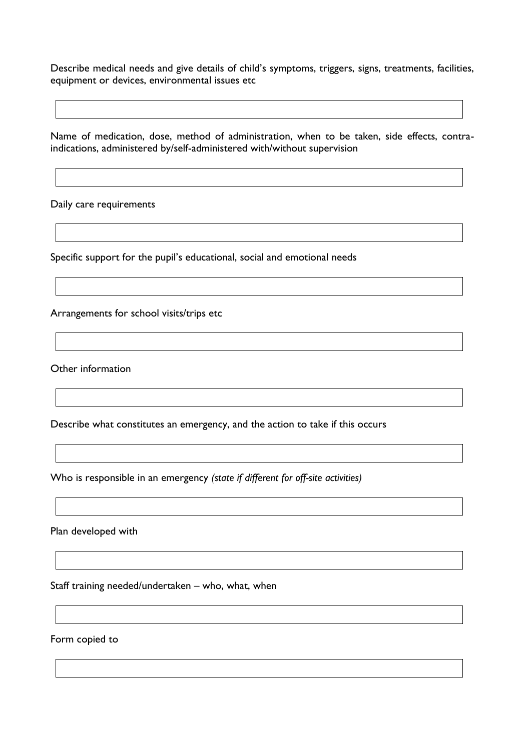Describe medical needs and give details of child's symptoms, triggers, signs, treatments, facilities, equipment or devices, environmental issues etc

| |
|---|
| |

Name of medication, dose, method of administration, when to be taken, side effects, contra-indications, administered by/self-administered with/without supervision

| |
|---|
| |

Daily care requirements

| |
|---|
| |

Specific support for the pupil's educational, social and emotional needs

| |
|---|
| |

Arrangements for school visits/trips etc

| |
|---|
| |

Other information

| |
|---|
| |

Describe what constitutes an emergency, and the action to take if this occurs

| |
|---|
| |

Who is responsible in an emergency *(state if different for off-site activities)*

| |
|---|
| |

Plan developed with

| |
|---|
| |

Staff training needed/undertaken – who, what, when

| |
|---|
| |

Form copied to

| |
|---|
| |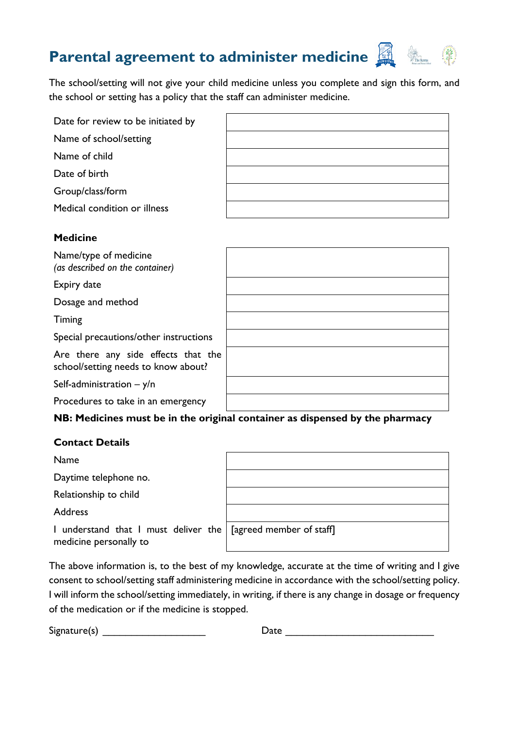# Parental agreement to administer medicine

The school/setting will not give your child medicine unless you complete and sign this form, and the school or setting has a policy that the staff can administer medicine.

| | |
|---|---|
| Date for review to be initiated by | |
| Name of school/setting | |
| Name of child | |
| Date of birth | |
| Group/class/form | |
| Medical condition or illness | |

**Medicine**

| | |
|---|---|
| Name/type of medicine *(as described on the container)* | |
| Expiry date | |
| Dosage and method | |
| Timing | |
| Special precautions/other instructions | |
| Are there any side effects that the school/setting needs to know about? | |
| Self-administration – y/n | |
| Procedures to take in an emergency | |

**NB: Medicines must be in the original container as dispensed by the pharmacy**

**Contact Details**

| | |
|---|---|
| Name | |
| Daytime telephone no. | |
| Relationship to child | |
| Address | |
| I understand that I must deliver the medicine personally to | [agreed member of staff] |

The above information is, to the best of my knowledge, accurate at the time of writing and I give consent to school/setting staff administering medicine in accordance with the school/setting policy. I will inform the school/setting immediately, in writing, if there is any change in dosage or frequency of the medication or if the medicine is stopped.

Signature(s) ___________________ Date ___________________________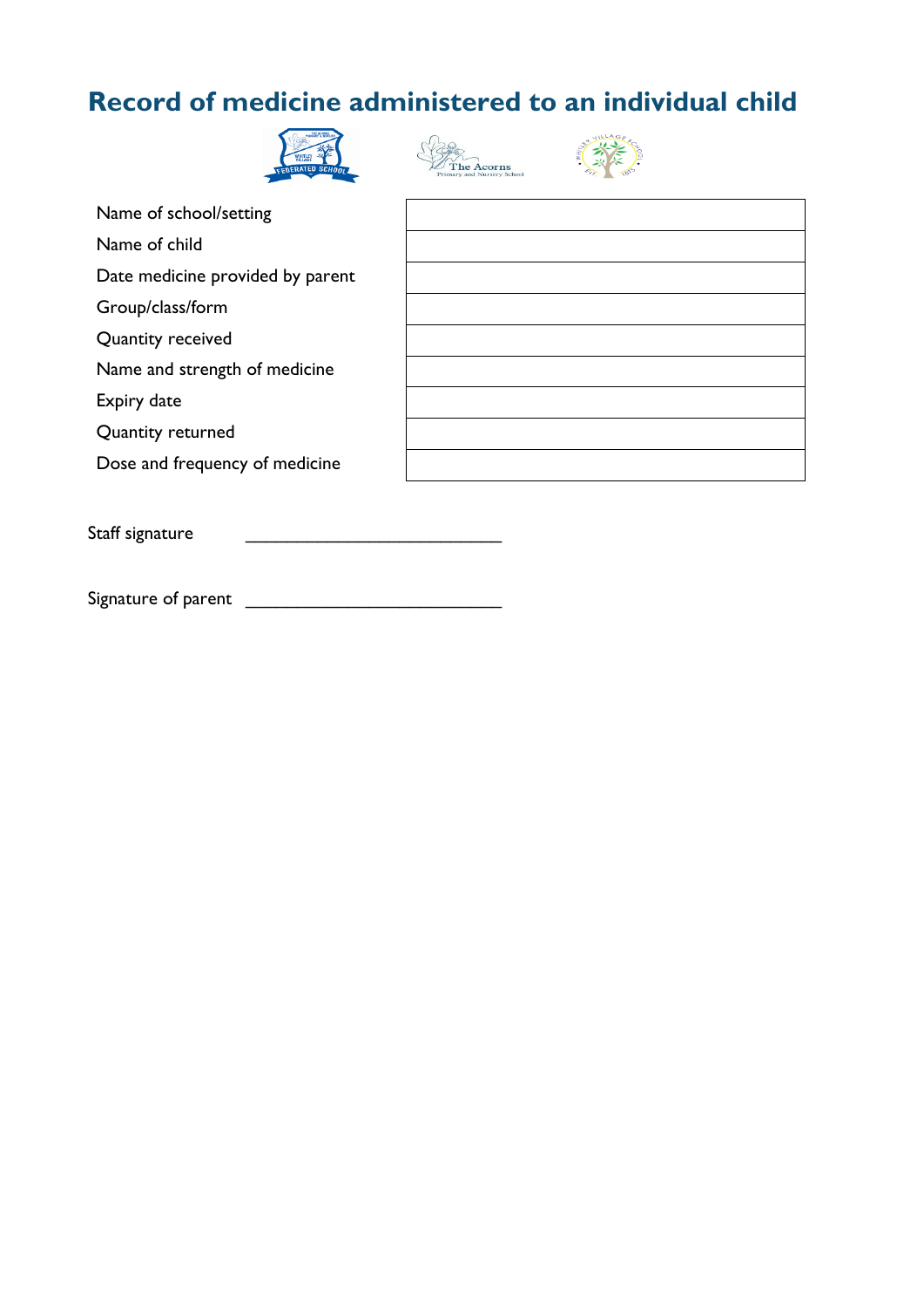# Record of medicine administered to an individual child

| | |
|---|---|
| Name of school/setting | |
| Name of child | |
| Date medicine provided by parent | |
| Group/class/form | |
| Quantity received | |
| Name and strength of medicine | |
| Expiry date | |
| Quantity returned | |
| Dose and frequency of medicine | |

Staff signature ___________________________

Signature of parent ___________________________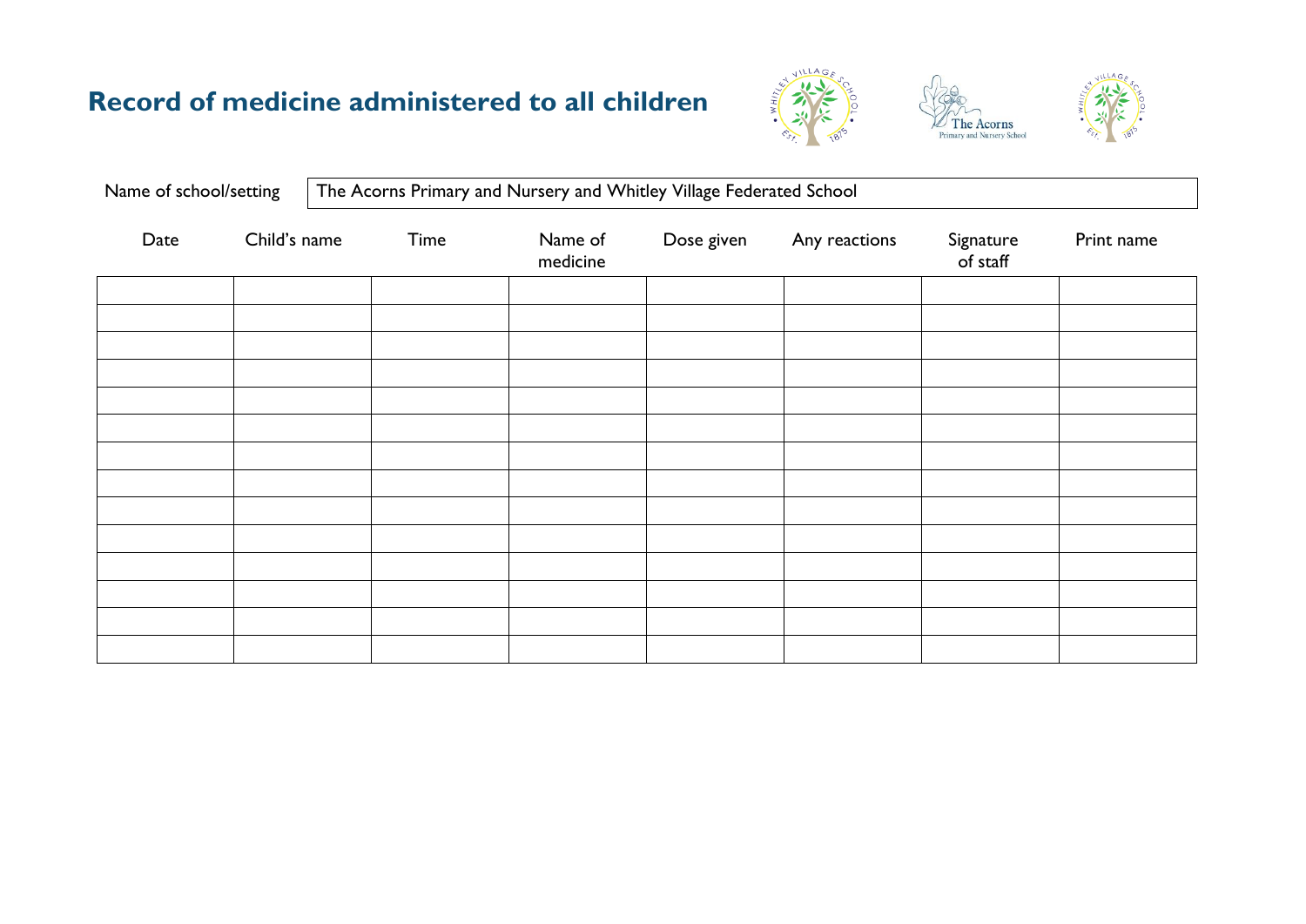# Record of medicine administered to all children

| Name of school/setting | The Acorns Primary and Nursery and Whitley Village Federated School |
|---|---|

| Date | Child's name | Time | Name of medicine | Dose given | Any reactions | Signature of staff | Print name |
|---|---|---|---|---|---|---|---|
| | | | | | | | |
| | | | | | | | |
| | | | | | | | |
| | | | | | | | |
| | | | | | | | |
| | | | | | | | |
| | | | | | | | |
| | | | | | | | |
| | | | | | | | |
| | | | | | | | |
| | | | | | | | |
| | | | | | | | |
| | | | | | | | |
| | | | | | | | |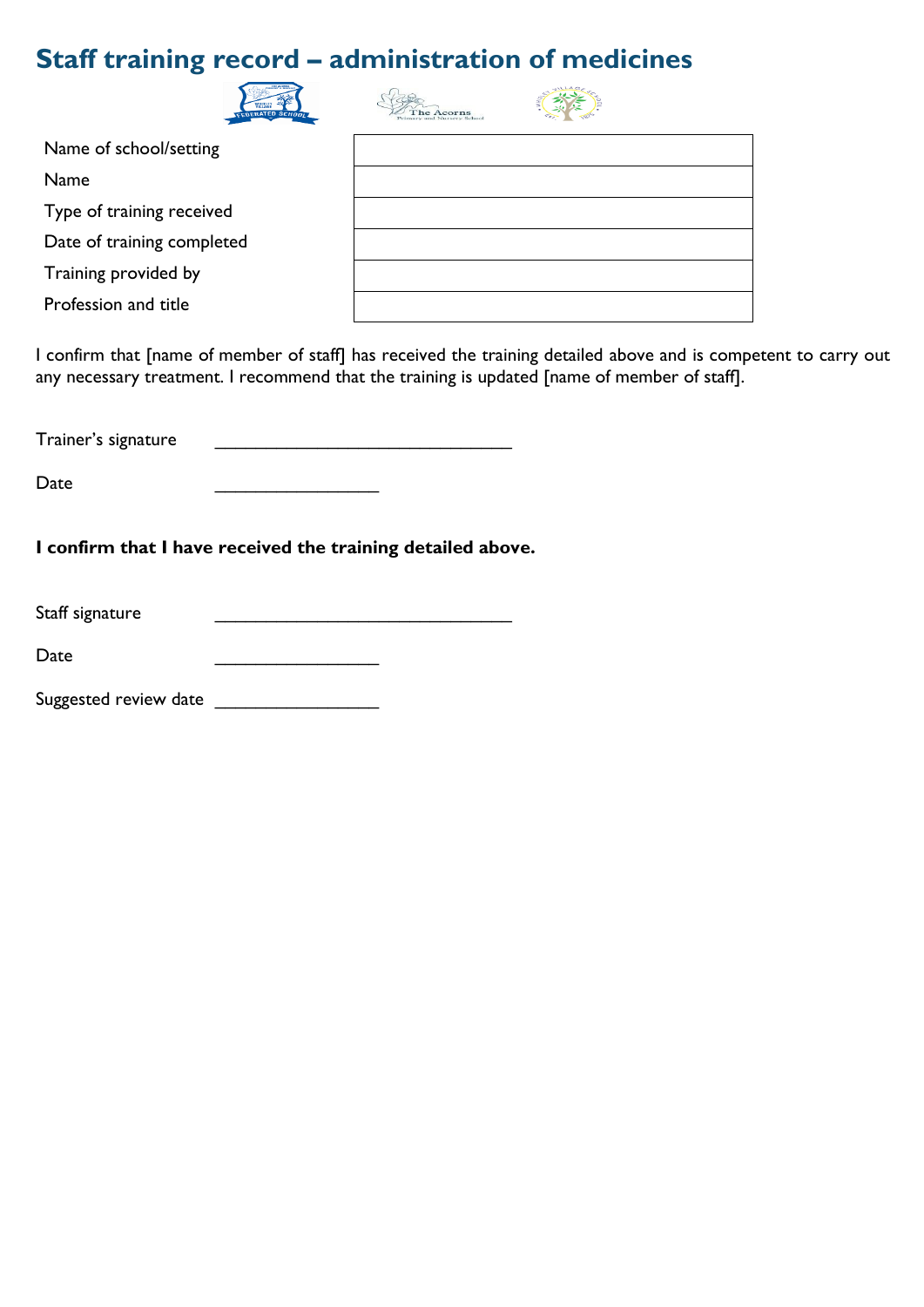# Staff training record – administration of medicines

| | |
|---|---|
| Name of school/setting | |
| Name | |
| Type of training received | |
| Date of training completed | |
| Training provided by | |
| Profession and title | |

I confirm that [name of member of staff] has received the training detailed above and is competent to carry out any necessary treatment. I recommend that the training is updated [name of member of staff].

Trainer's signature \_\_\_\_\_\_\_\_\_\_\_\_\_\_\_\_\_\_\_\_\_\_\_\_\_\_\_\_\_\_\_

Date \_\_\_\_\_\_\_\_\_\_\_\_\_\_\_\_\_

**I confirm that I have received the training detailed above.**

Staff signature \_\_\_\_\_\_\_\_\_\_\_\_\_\_\_\_\_\_\_\_\_\_\_\_\_\_\_\_\_\_\_

Date \_\_\_\_\_\_\_\_\_\_\_\_\_\_\_\_\_

Suggested review date \_\_\_\_\_\_\_\_\_\_\_\_\_\_\_\_\_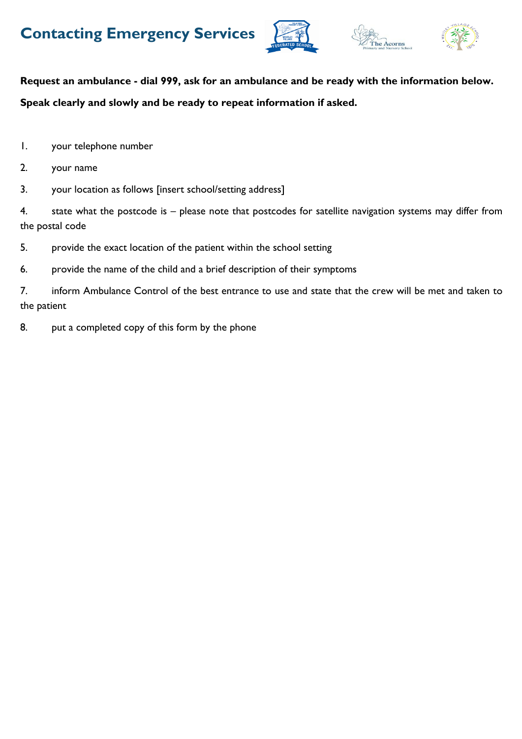# Contacting Emergency Services

**Request an ambulance - dial 999, ask for an ambulance and be ready with the information below.**

**Speak clearly and slowly and be ready to repeat information if asked.**

1. your telephone number
2. your name
3. your location as follows [insert school/setting address]
4. state what the postcode is – please note that postcodes for satellite navigation systems may differ from the postal code
5. provide the exact location of the patient within the school setting
6. provide the name of the child and a brief description of their symptoms
7. inform Ambulance Control of the best entrance to use and state that the crew will be met and taken to the patient
8. put a completed copy of this form by the phone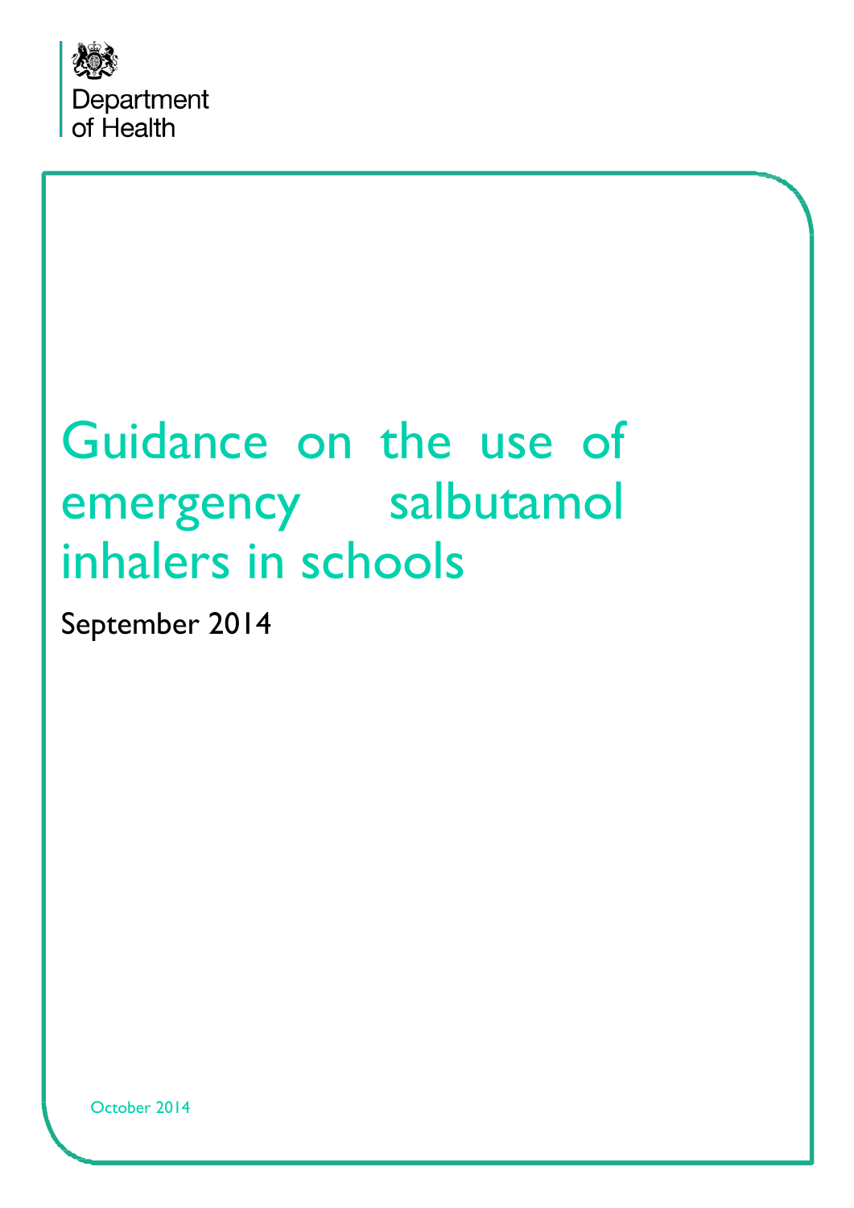Department of Health

# Guidance on the use of emergency salbutamol inhalers in schools

September 2014

October 2014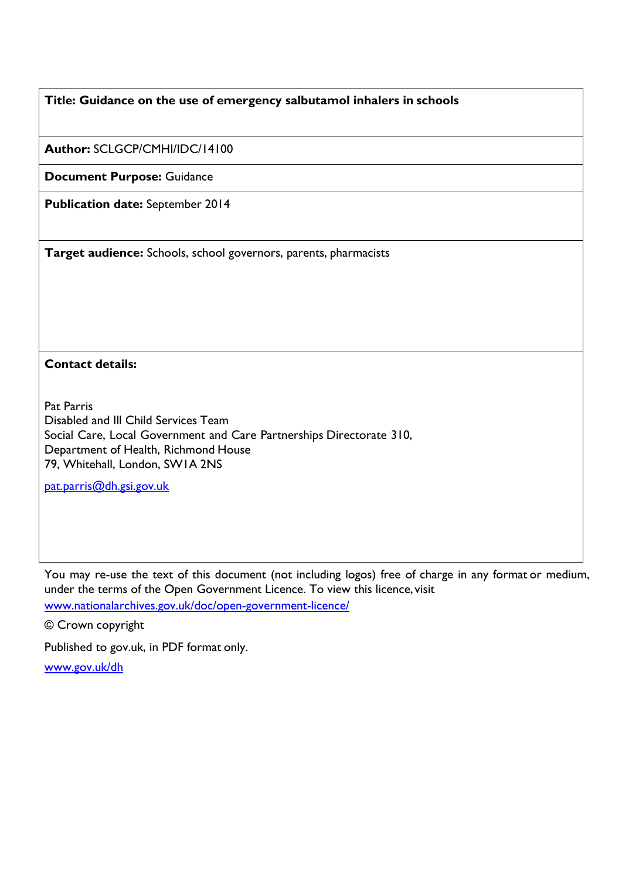**Title: Guidance on the use of emergency salbutamol inhalers in schools**

**Author:** SCLGCP/CMHI/IDC/14100

**Document Purpose:** Guidance

**Publication date:** September 2014

**Target audience:** Schools, school governors, parents, pharmacists

**Contact details:**

Pat Parris
Disabled and Ill Child Services Team
Social Care, Local Government and Care Partnerships Directorate 310,
Department of Health, Richmond House
79, Whitehall, London, SW1A 2NS

pat.parris@dh.gsi.gov.uk

You may re-use the text of this document (not including logos) free of charge in any format or medium, under the terms of the Open Government Licence. To view this licence, visit www.nationalarchives.gov.uk/doc/open-government-licence/

© Crown copyright

Published to gov.uk, in PDF format only.

www.gov.uk/dh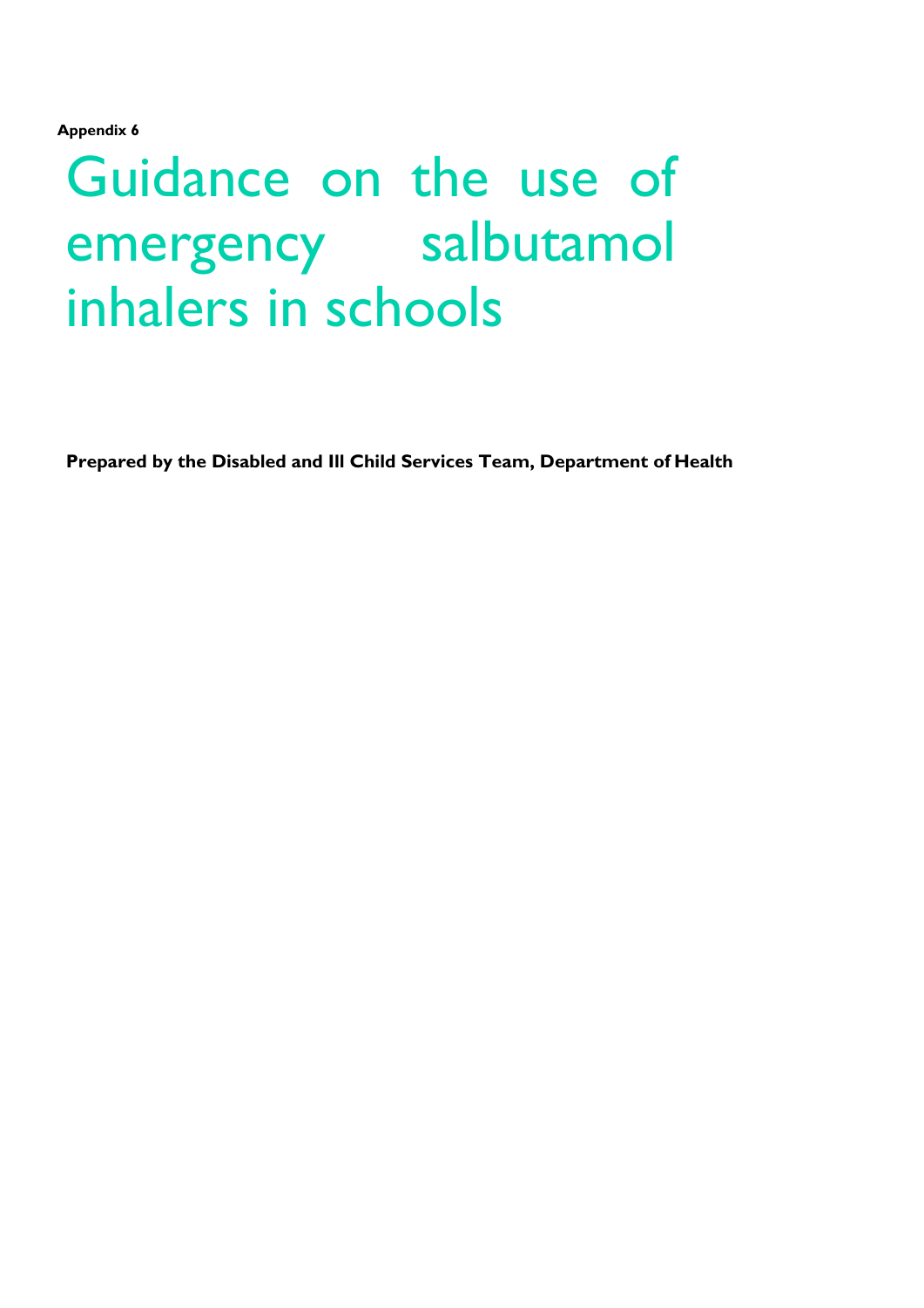**Appendix 6**

# Guidance on the use of emergency salbutamol inhalers in schools

**Prepared by the Disabled and Ill Child Services Team, Department of Health**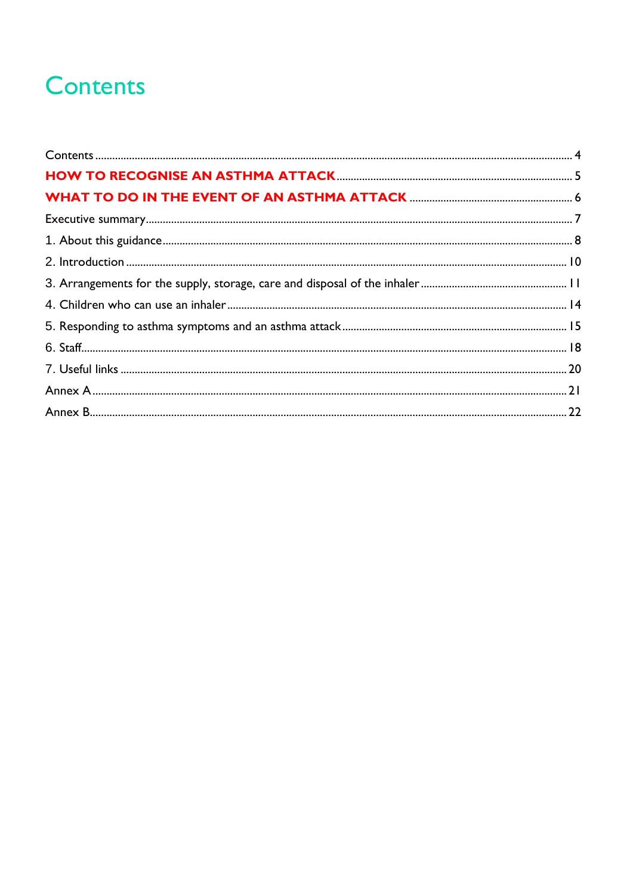# Contents

Contents ........ 4

**HOW TO RECOGNISE AN ASTHMA ATTACK** ........ 5

**WHAT TO DO IN THE EVENT OF AN ASTHMA ATTACK** ........ 6

Executive summary ........ 7

1. About this guidance ........ 8
2. Introduction ........ 10
3. Arrangements for the supply, storage, care and disposal of the inhaler ........ 11
4. Children who can use an inhaler ........ 14
5. Responding to asthma symptoms and an asthma attack ........ 15
6. Staff ........ 18
7. Useful links ........ 20

Annex A ........ 21

Annex B ........ 22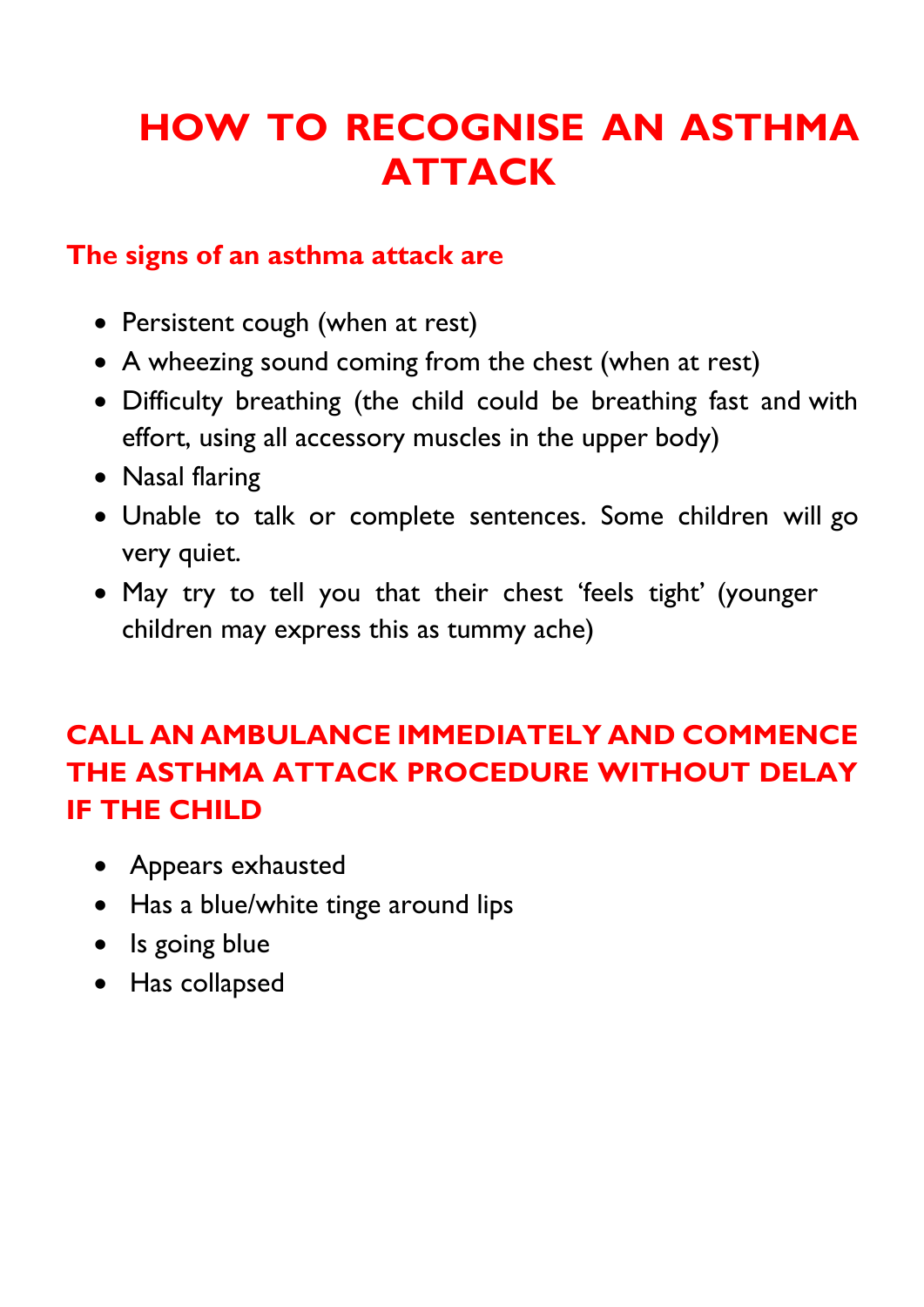# HOW TO RECOGNISE AN ASTHMA ATTACK

## The signs of an asthma attack are

- Persistent cough (when at rest)
- A wheezing sound coming from the chest (when at rest)
- Difficulty breathing (the child could be breathing fast and with effort, using all accessory muscles in the upper body)
- Nasal flaring
- Unable to talk or complete sentences. Some children will go very quiet.
- May try to tell you that their chest 'feels tight' (younger children may express this as tummy ache)

## CALL AN AMBULANCE IMMEDIATELY AND COMMENCE THE ASTHMA ATTACK PROCEDURE WITHOUT DELAY IF THE CHILD

- Appears exhausted
- Has a blue/white tinge around lips
- Is going blue
- Has collapsed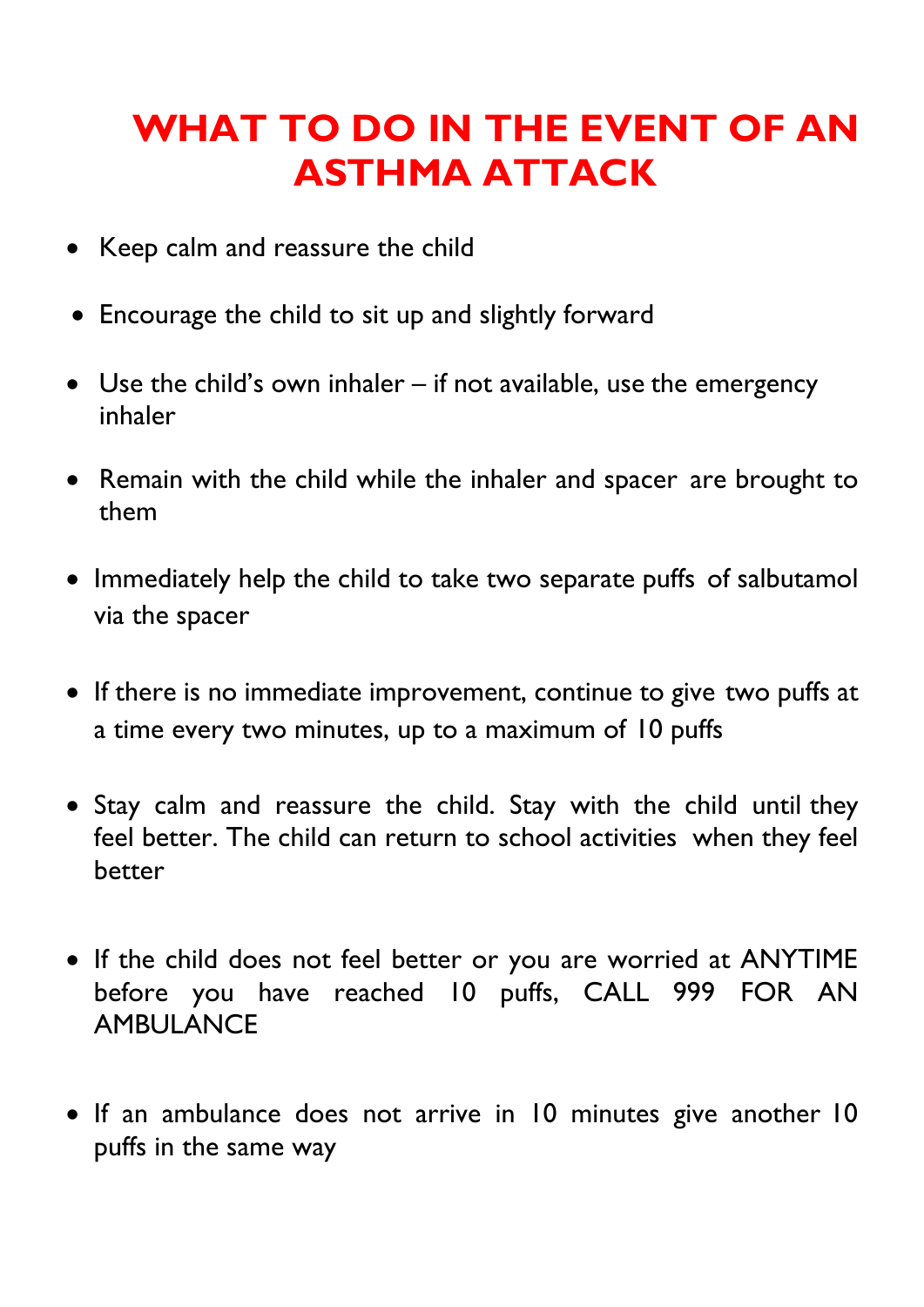# WHAT TO DO IN THE EVENT OF AN ASTHMA ATTACK

- Keep calm and reassure the child
- Encourage the child to sit up and slightly forward
- Use the child's own inhaler – if not available, use the emergency inhaler
- Remain with the child while the inhaler and spacer are brought to them
- Immediately help the child to take two separate puffs of salbutamol via the spacer
- If there is no immediate improvement, continue to give two puffs at a time every two minutes, up to a maximum of 10 puffs
- Stay calm and reassure the child. Stay with the child until they feel better. The child can return to school activities when they feel better
- If the child does not feel better or you are worried at ANYTIME before you have reached 10 puffs, CALL 999 FOR AN AMBULANCE
- If an ambulance does not arrive in 10 minutes give another 10 puffs in the same way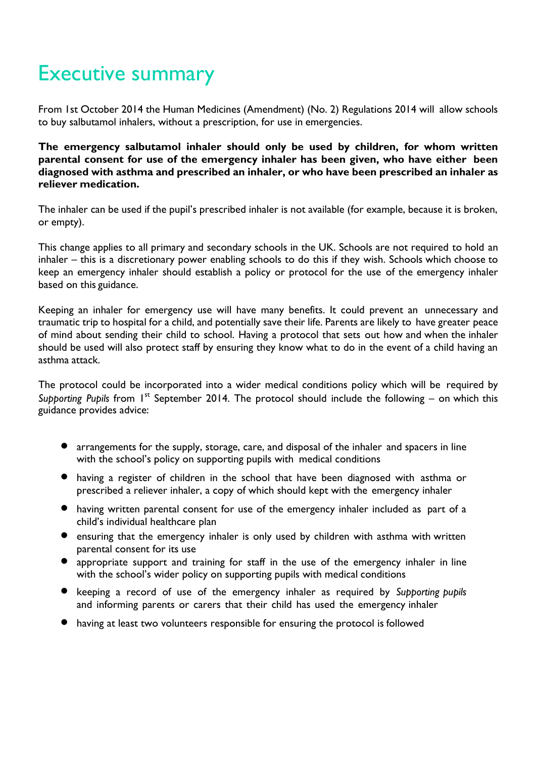# Executive summary

From 1st October 2014 the Human Medicines (Amendment) (No. 2) Regulations 2014 will allow schools to buy salbutamol inhalers, without a prescription, for use in emergencies.

**The emergency salbutamol inhaler should only be used by children, for whom written parental consent for use of the emergency inhaler has been given, who have either been diagnosed with asthma and prescribed an inhaler, or who have been prescribed an inhaler as reliever medication.**

The inhaler can be used if the pupil's prescribed inhaler is not available (for example, because it is broken, or empty).

This change applies to all primary and secondary schools in the UK. Schools are not required to hold an inhaler – this is a discretionary power enabling schools to do this if they wish. Schools which choose to keep an emergency inhaler should establish a policy or protocol for the use of the emergency inhaler based on this guidance.

Keeping an inhaler for emergency use will have many benefits. It could prevent an unnecessary and traumatic trip to hospital for a child, and potentially save their life. Parents are likely to have greater peace of mind about sending their child to school. Having a protocol that sets out how and when the inhaler should be used will also protect staff by ensuring they know what to do in the event of a child having an asthma attack.

The protocol could be incorporated into a wider medical conditions policy which will be required by *Supporting Pupils* from 1st September 2014. The protocol should include the following – on which this guidance provides advice:

- arrangements for the supply, storage, care, and disposal of the inhaler and spacers in line with the school's policy on supporting pupils with medical conditions
- having a register of children in the school that have been diagnosed with asthma or prescribed a reliever inhaler, a copy of which should kept with the emergency inhaler
- having written parental consent for use of the emergency inhaler included as part of a child's individual healthcare plan
- ensuring that the emergency inhaler is only used by children with asthma with written parental consent for its use
- appropriate support and training for staff in the use of the emergency inhaler in line with the school's wider policy on supporting pupils with medical conditions
- keeping a record of use of the emergency inhaler as required by *Supporting pupils* and informing parents or carers that their child has used the emergency inhaler
- having at least two volunteers responsible for ensuring the protocol is followed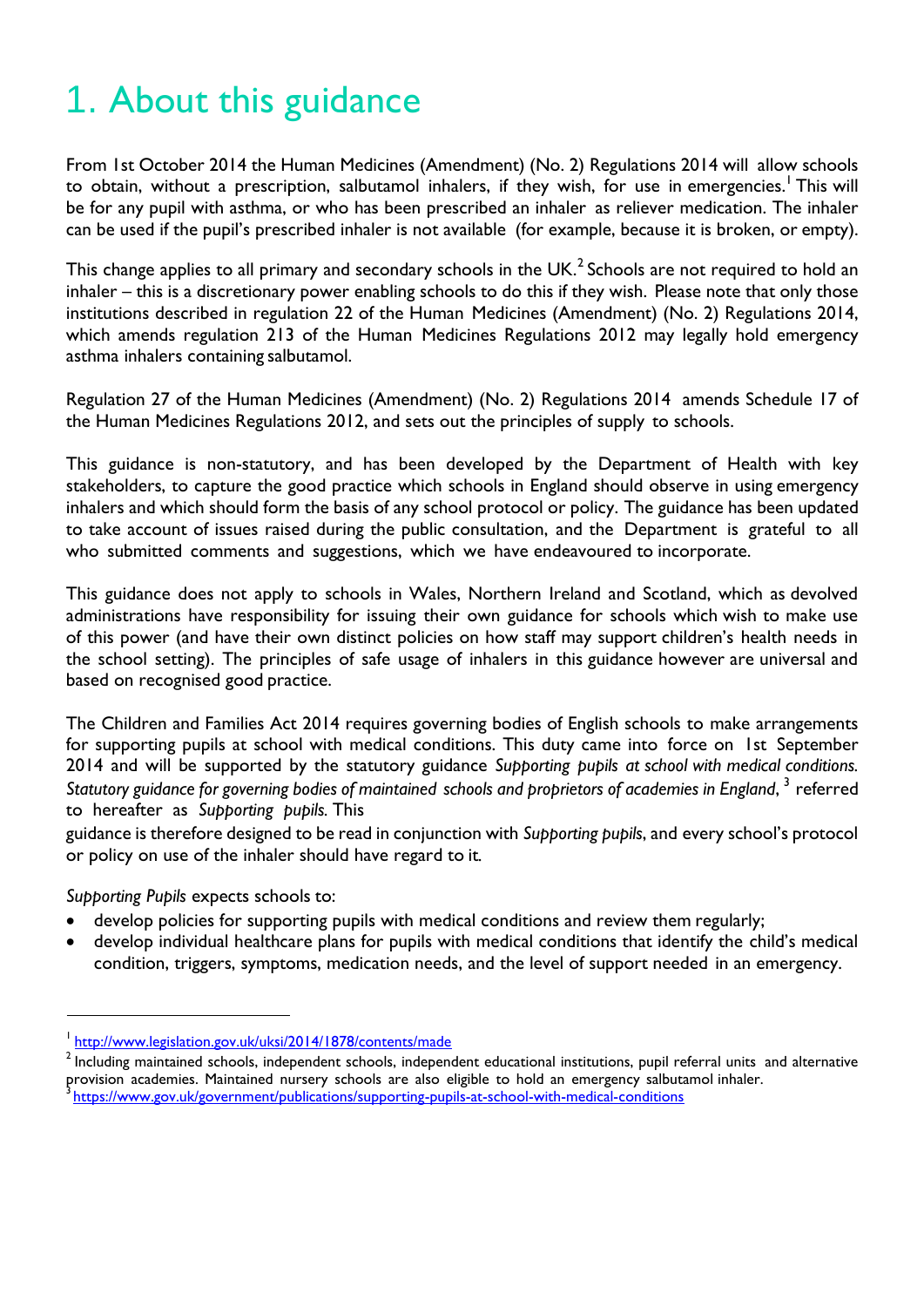# 1. About this guidance

From 1st October 2014 the Human Medicines (Amendment) (No. 2) Regulations 2014 will allow schools to obtain, without a prescription, salbutamol inhalers, if they wish, for use in emergencies.[1] This will be for any pupil with asthma, or who has been prescribed an inhaler as reliever medication. The inhaler can be used if the pupil's prescribed inhaler is not available (for example, because it is broken, or empty).

This change applies to all primary and secondary schools in the UK.[2] Schools are not required to hold an inhaler – this is a discretionary power enabling schools to do this if they wish. Please note that only those institutions described in regulation 22 of the Human Medicines (Amendment) (No. 2) Regulations 2014, which amends regulation 213 of the Human Medicines Regulations 2012 may legally hold emergency asthma inhalers containing salbutamol.

Regulation 27 of the Human Medicines (Amendment) (No. 2) Regulations 2014 amends Schedule 17 of the Human Medicines Regulations 2012, and sets out the principles of supply to schools.

This guidance is non-statutory, and has been developed by the Department of Health with key stakeholders, to capture the good practice which schools in England should observe in using emergency inhalers and which should form the basis of any school protocol or policy. The guidance has been updated to take account of issues raised during the public consultation, and the Department is grateful to all who submitted comments and suggestions, which we have endeavoured to incorporate.

This guidance does not apply to schools in Wales, Northern Ireland and Scotland, which as devolved administrations have responsibility for issuing their own guidance for schools which wish to make use of this power (and have their own distinct policies on how staff may support children's health needs in the school setting). The principles of safe usage of inhalers in this guidance however are universal and based on recognised good practice.

The Children and Families Act 2014 requires governing bodies of English schools to make arrangements for supporting pupils at school with medical conditions. This duty came into force on 1st September 2014 and will be supported by the statutory guidance *Supporting pupils at school with medical conditions. Statutory guidance for governing bodies of maintained schools and proprietors of academies in England*, [3] referred to hereafter as *Supporting pupils*. This guidance is therefore designed to be read in conjunction with *Supporting pupils*, and every school's protocol or policy on use of the inhaler should have regard to it.

*Supporting Pupils* expects schools to:

- develop policies for supporting pupils with medical conditions and review them regularly;
- develop individual healthcare plans for pupils with medical conditions that identify the child's medical condition, triggers, symptoms, medication needs, and the level of support needed in an emergency.

---

[1] http://www.legislation.gov.uk/uksi/2014/1878/contents/made

[2] Including maintained schools, independent schools, independent educational institutions, pupil referral units and alternative provision academies. Maintained nursery schools are also eligible to hold an emergency salbutamol inhaler.

[3] https://www.gov.uk/government/publications/supporting-pupils-at-school-with-medical-conditions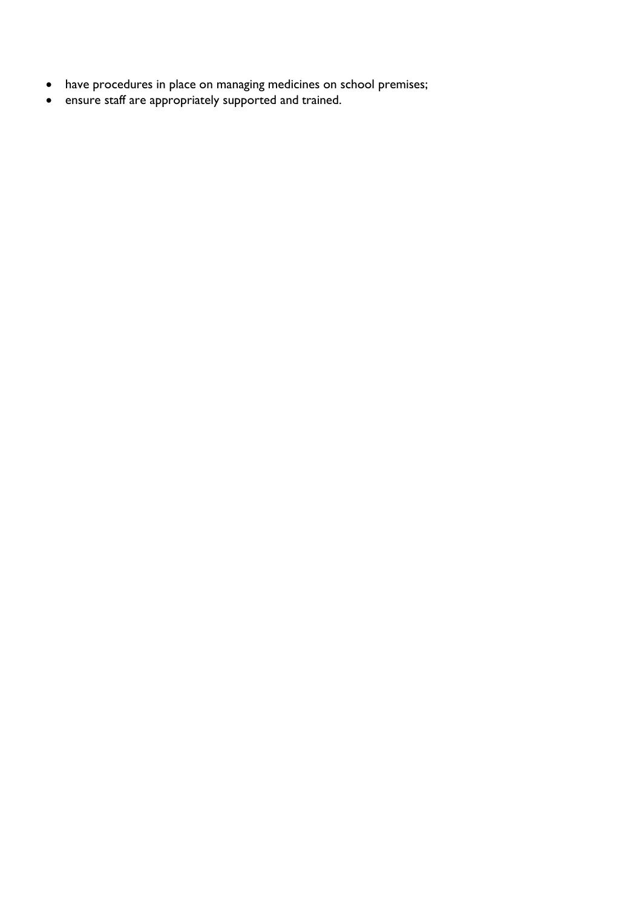- have procedures in place on managing medicines on school premises;
- ensure staff are appropriately supported and trained.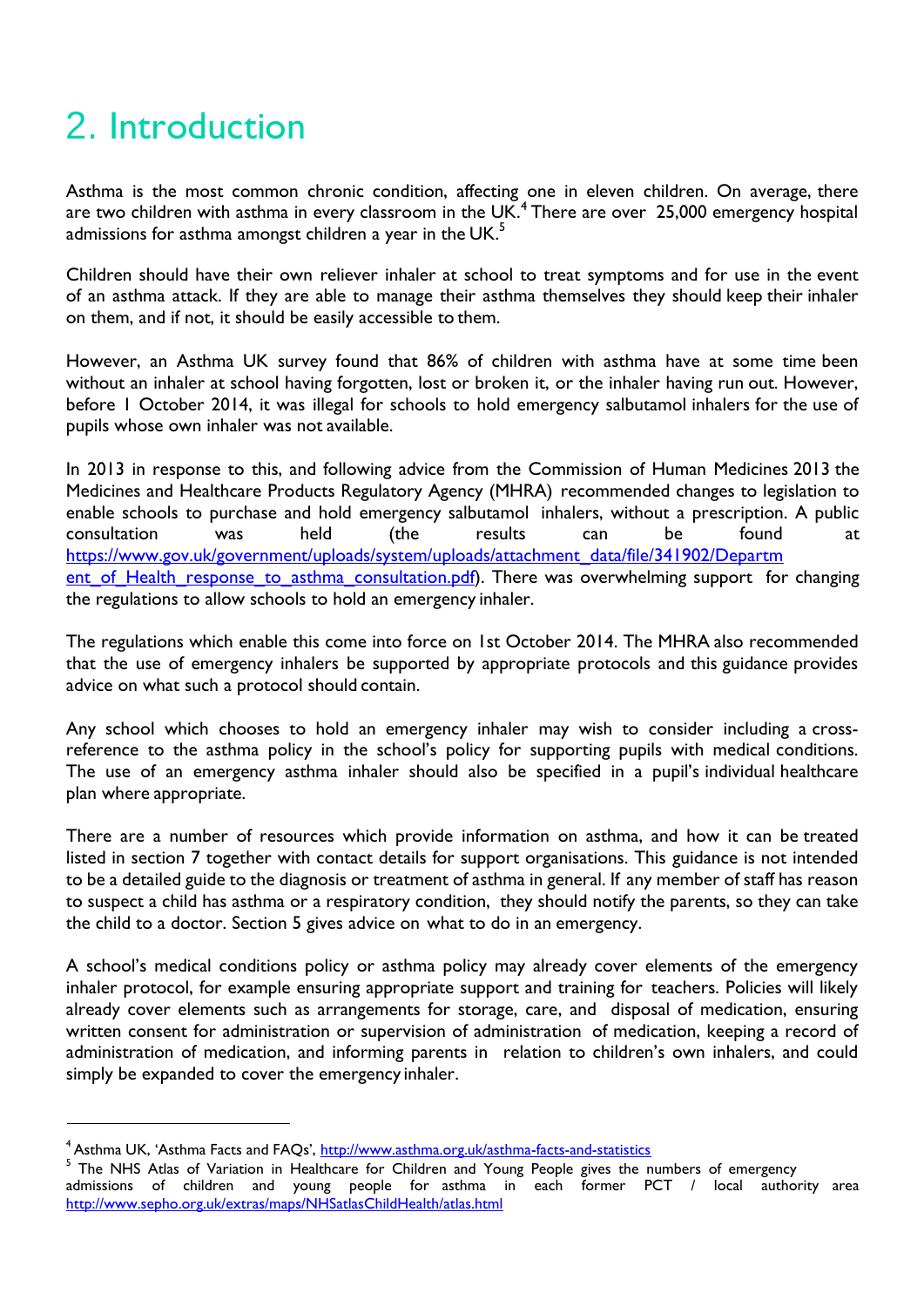# 2. Introduction

Asthma is the most common chronic condition, affecting one in eleven children. On average, there are two children with asthma in every classroom in the UK.[4] There are over 25,000 emergency hospital admissions for asthma amongst children a year in the UK.[5]

Children should have their own reliever inhaler at school to treat symptoms and for use in the event of an asthma attack. If they are able to manage their asthma themselves they should keep their inhaler on them, and if not, it should be easily accessible to them.

However, an Asthma UK survey found that 86% of children with asthma have at some time been without an inhaler at school having forgotten, lost or broken it, or the inhaler having run out. However, before 1 October 2014, it was illegal for schools to hold emergency salbutamol inhalers for the use of pupils whose own inhaler was not available.

In 2013 in response to this, and following advice from the Commission of Human Medicines 2013 the Medicines and Healthcare Products Regulatory Agency (MHRA) recommended changes to legislation to enable schools to purchase and hold emergency salbutamol inhalers, without a prescription. A public consultation was held (the results can be found at https://www.gov.uk/government/uploads/system/uploads/attachment_data/file/341902/Department_of_Health_response_to_asthma_consultation.pdf). There was overwhelming support for changing the regulations to allow schools to hold an emergency inhaler.

The regulations which enable this come into force on 1st October 2014. The MHRA also recommended that the use of emergency inhalers be supported by appropriate protocols and this guidance provides advice on what such a protocol should contain.

Any school which chooses to hold an emergency inhaler may wish to consider including a cross-reference to the asthma policy in the school's policy for supporting pupils with medical conditions. The use of an emergency asthma inhaler should also be specified in a pupil's individual healthcare plan where appropriate.

There are a number of resources which provide information on asthma, and how it can be treated listed in section 7 together with contact details for support organisations. This guidance is not intended to be a detailed guide to the diagnosis or treatment of asthma in general. If any member of staff has reason to suspect a child has asthma or a respiratory condition, they should notify the parents, so they can take the child to a doctor. Section 5 gives advice on what to do in an emergency.

A school's medical conditions policy or asthma policy may already cover elements of the emergency inhaler protocol, for example ensuring appropriate support and training for teachers. Policies will likely already cover elements such as arrangements for storage, care, and disposal of medication, ensuring written consent for administration or supervision of administration of medication, keeping a record of administration of medication, and informing parents in relation to children's own inhalers, and could simply be expanded to cover the emergency inhaler.

---

[4] Asthma UK, 'Asthma Facts and FAQs', http://www.asthma.org.uk/asthma-facts-and-statistics

[5] The NHS Atlas of Variation in Healthcare for Children and Young People gives the numbers of emergency admissions of children and young people for asthma in each former PCT / local authority area http://www.sepho.org.uk/extras/maps/NHSatlasChildHealth/atlas.html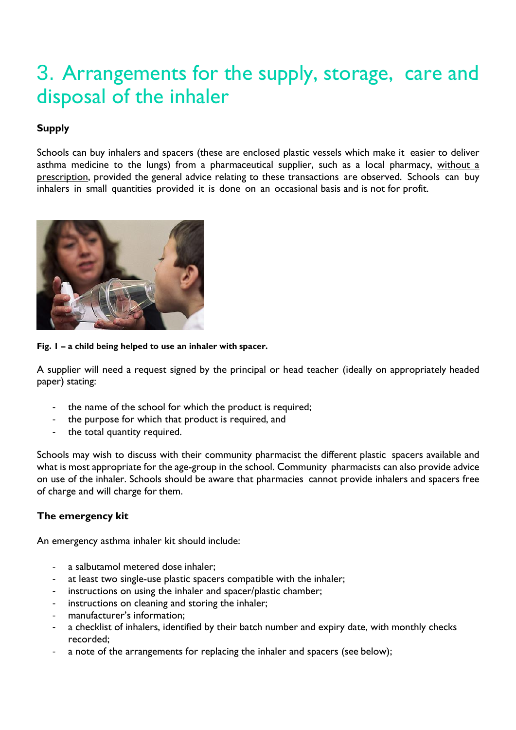# 3. Arrangements for the supply, storage, care and disposal of the inhaler

**Supply**

Schools can buy inhalers and spacers (these are enclosed plastic vessels which make it easier to deliver asthma medicine to the lungs) from a pharmaceutical supplier, such as a local pharmacy, without a prescription, provided the general advice relating to these transactions are observed. Schools can buy inhalers in small quantities provided it is done on an occasional basis and is not for profit.

**Fig. 1 – a child being helped to use an inhaler with spacer.**

A supplier will need a request signed by the principal or head teacher (ideally on appropriately headed paper) stating:

- the name of the school for which the product is required;
- the purpose for which that product is required, and
- the total quantity required.

Schools may wish to discuss with their community pharmacist the different plastic spacers available and what is most appropriate for the age-group in the school. Community pharmacists can also provide advice on use of the inhaler. Schools should be aware that pharmacies cannot provide inhalers and spacers free of charge and will charge for them.

**The emergency kit**

An emergency asthma inhaler kit should include:

- a salbutamol metered dose inhaler;
- at least two single-use plastic spacers compatible with the inhaler;
- instructions on using the inhaler and spacer/plastic chamber;
- instructions on cleaning and storing the inhaler;
- manufacturer's information;
- a checklist of inhalers, identified by their batch number and expiry date, with monthly checks recorded;
- a note of the arrangements for replacing the inhaler and spacers (see below);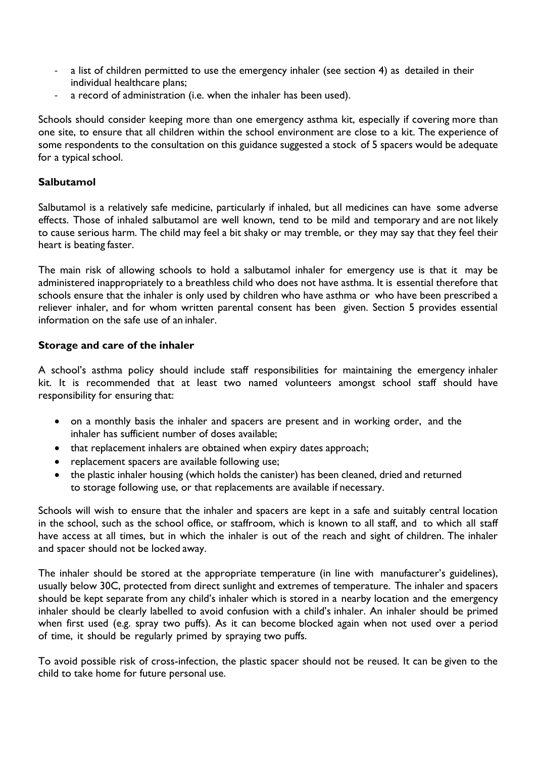- a list of children permitted to use the emergency inhaler (see section 4) as detailed in their individual healthcare plans;
- a record of administration (i.e. when the inhaler has been used).

Schools should consider keeping more than one emergency asthma kit, especially if covering more than one site, to ensure that all children within the school environment are close to a kit. The experience of some respondents to the consultation on this guidance suggested a stock of 5 spacers would be adequate for a typical school.

**Salbutamol**

Salbutamol is a relatively safe medicine, particularly if inhaled, but all medicines can have some adverse effects. Those of inhaled salbutamol are well known, tend to be mild and temporary and are not likely to cause serious harm. The child may feel a bit shaky or may tremble, or they may say that they feel their heart is beating faster.

The main risk of allowing schools to hold a salbutamol inhaler for emergency use is that it may be administered inappropriately to a breathless child who does not have asthma. It is essential therefore that schools ensure that the inhaler is only used by children who have asthma or who have been prescribed a reliever inhaler, and for whom written parental consent has been given. Section 5 provides essential information on the safe use of an inhaler.

**Storage and care of the inhaler**

A school's asthma policy should include staff responsibilities for maintaining the emergency inhaler kit. It is recommended that at least two named volunteers amongst school staff should have responsibility for ensuring that:

- on a monthly basis the inhaler and spacers are present and in working order, and the inhaler has sufficient number of doses available;
- that replacement inhalers are obtained when expiry dates approach;
- replacement spacers are available following use;
- the plastic inhaler housing (which holds the canister) has been cleaned, dried and returned to storage following use, or that replacements are available if necessary.

Schools will wish to ensure that the inhaler and spacers are kept in a safe and suitably central location in the school, such as the school office, or staffroom, which is known to all staff, and to which all staff have access at all times, but in which the inhaler is out of the reach and sight of children. The inhaler and spacer should not be locked away.

The inhaler should be stored at the appropriate temperature (in line with manufacturer's guidelines), usually below 30C, protected from direct sunlight and extremes of temperature. The inhaler and spacers should be kept separate from any child's inhaler which is stored in a nearby location and the emergency inhaler should be clearly labelled to avoid confusion with a child's inhaler. An inhaler should be primed when first used (e.g. spray two puffs). As it can become blocked again when not used over a period of time, it should be regularly primed by spraying two puffs.

To avoid possible risk of cross-infection, the plastic spacer should not be reused. It can be given to the child to take home for future personal use.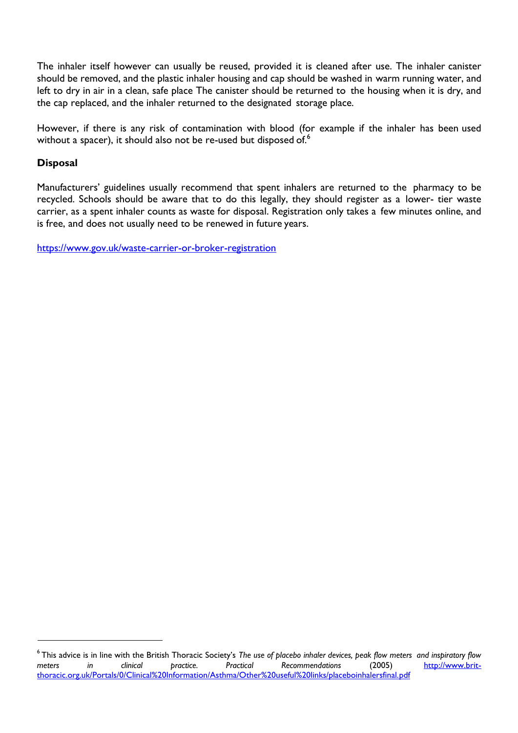The inhaler itself however can usually be reused, provided it is cleaned after use. The inhaler canister should be removed, and the plastic inhaler housing and cap should be washed in warm running water, and left to dry in air in a clean, safe place The canister should be returned to the housing when it is dry, and the cap replaced, and the inhaler returned to the designated storage place.

However, if there is any risk of contamination with blood (for example if the inhaler has been used without a spacer), it should also not be re-used but disposed of.[6]

**Disposal**

Manufacturers' guidelines usually recommend that spent inhalers are returned to the pharmacy to be recycled. Schools should be aware that to do this legally, they should register as a lower- tier waste carrier, as a spent inhaler counts as waste for disposal. Registration only takes a few minutes online, and is free, and does not usually need to be renewed in future years.

https://www.gov.uk/waste-carrier-or-broker-registration

---

[6] This advice is in line with the British Thoracic Society's *The use of placebo inhaler devices, peak flow meters and inspiratory flow meters in clinical practice. Practical Recommendations* (2005) http://www.brit-thoracic.org.uk/Portals/0/Clinical%20Information/Asthma/Other%20useful%20links/placeboinhalersfinal.pdf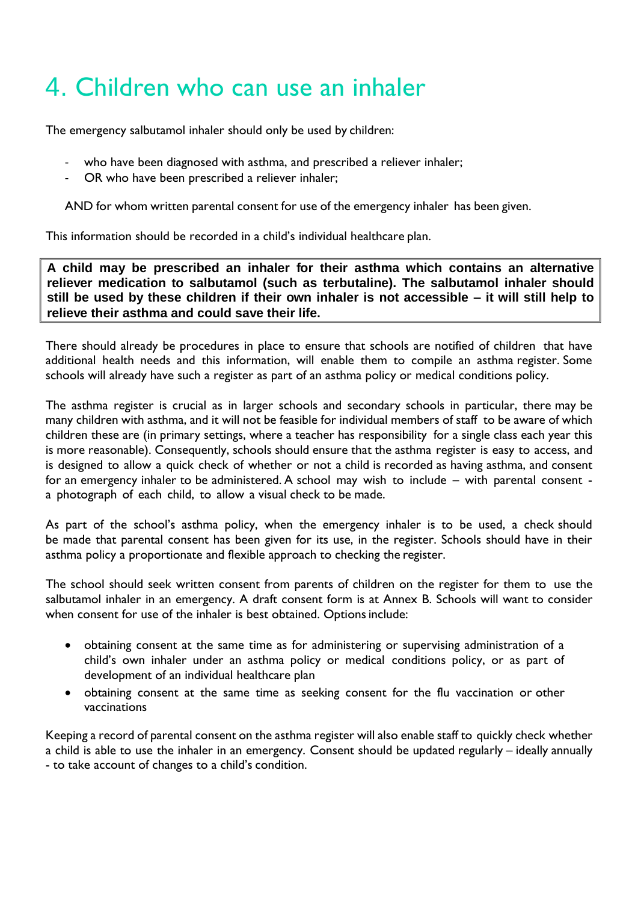# 4. Children who can use an inhaler

The emergency salbutamol inhaler should only be used by children:

- who have been diagnosed with asthma, and prescribed a reliever inhaler;
- OR who have been prescribed a reliever inhaler;

AND for whom written parental consent for use of the emergency inhaler has been given.

This information should be recorded in a child's individual healthcare plan.

**A child may be prescribed an inhaler for their asthma which contains an alternative reliever medication to salbutamol (such as terbutaline). The salbutamol inhaler should still be used by these children if their own inhaler is not accessible – it will still help to relieve their asthma and could save their life.**

There should already be procedures in place to ensure that schools are notified of children that have additional health needs and this information, will enable them to compile an asthma register. Some schools will already have such a register as part of an asthma policy or medical conditions policy.

The asthma register is crucial as in larger schools and secondary schools in particular, there may be many children with asthma, and it will not be feasible for individual members of staff to be aware of which children these are (in primary settings, where a teacher has responsibility for a single class each year this is more reasonable). Consequently, schools should ensure that the asthma register is easy to access, and is designed to allow a quick check of whether or not a child is recorded as having asthma, and consent for an emergency inhaler to be administered. A school may wish to include – with parental consent - a photograph of each child, to allow a visual check to be made.

As part of the school's asthma policy, when the emergency inhaler is to be used, a check should be made that parental consent has been given for its use, in the register. Schools should have in their asthma policy a proportionate and flexible approach to checking the register.

The school should seek written consent from parents of children on the register for them to use the salbutamol inhaler in an emergency. A draft consent form is at Annex B. Schools will want to consider when consent for use of the inhaler is best obtained. Options include:

- obtaining consent at the same time as for administering or supervising administration of a child's own inhaler under an asthma policy or medical conditions policy, or as part of development of an individual healthcare plan
- obtaining consent at the same time as seeking consent for the flu vaccination or other vaccinations

Keeping a record of parental consent on the asthma register will also enable staff to quickly check whether a child is able to use the inhaler in an emergency. Consent should be updated regularly – ideally annually - to take account of changes to a child's condition.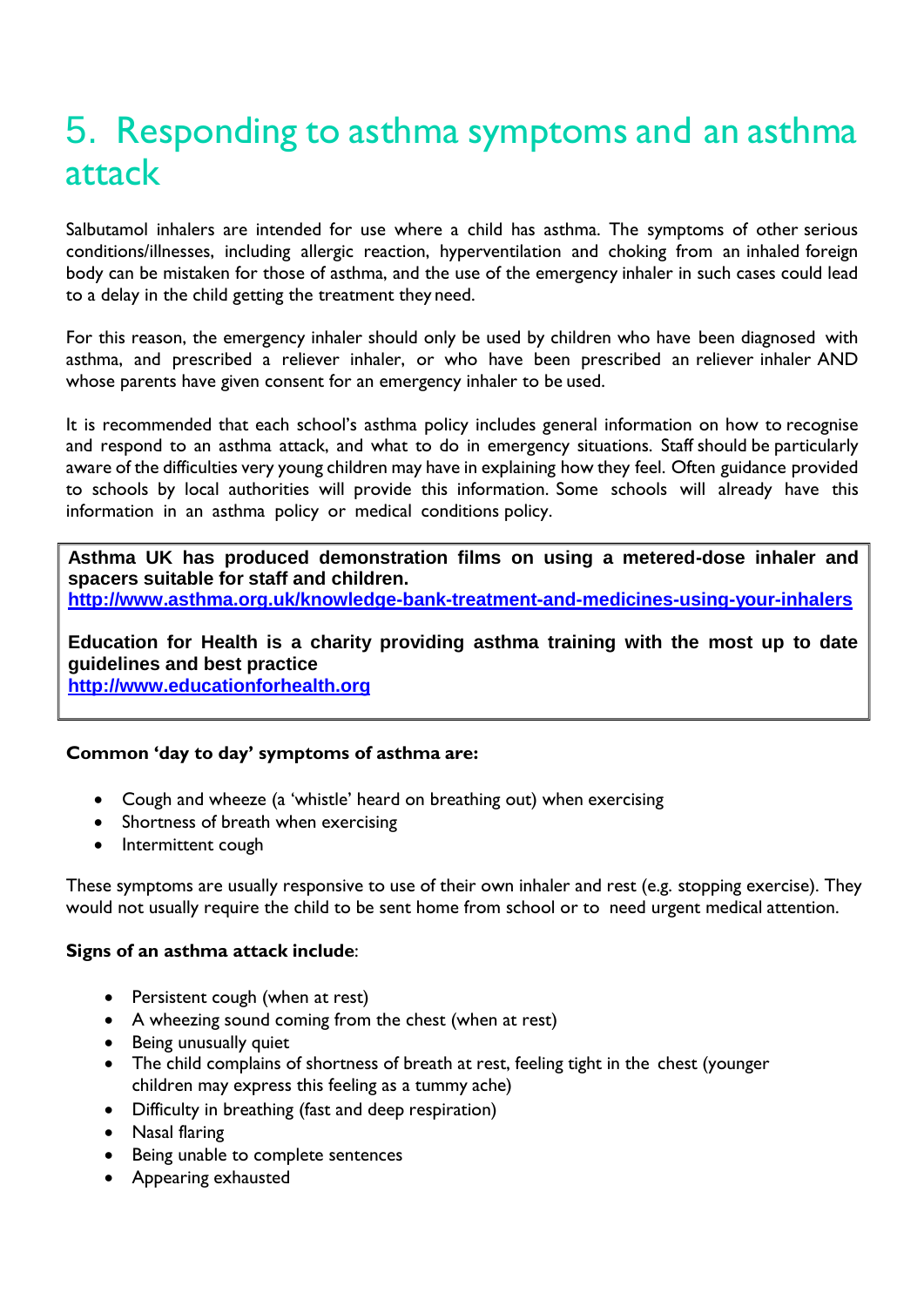# 5. Responding to asthma symptoms and an asthma attack

Salbutamol inhalers are intended for use where a child has asthma. The symptoms of other serious conditions/illnesses, including allergic reaction, hyperventilation and choking from an inhaled foreign body can be mistaken for those of asthma, and the use of the emergency inhaler in such cases could lead to a delay in the child getting the treatment they need.

For this reason, the emergency inhaler should only be used by children who have been diagnosed with asthma, and prescribed a reliever inhaler, or who have been prescribed an reliever inhaler AND whose parents have given consent for an emergency inhaler to be used.

It is recommended that each school's asthma policy includes general information on how to recognise and respond to an asthma attack, and what to do in emergency situations. Staff should be particularly aware of the difficulties very young children may have in explaining how they feel. Often guidance provided to schools by local authorities will provide this information. Some schools will already have this information in an asthma policy or medical conditions policy.

**Asthma UK has produced demonstration films on using a metered-dose inhaler and spacers suitable for staff and children.**
**http://www.asthma.org.uk/knowledge-bank-treatment-and-medicines-using-your-inhalers**

**Education for Health is a charity providing asthma training with the most up to date guidelines and best practice**
**http://www.educationforhealth.org**

**Common 'day to day' symptoms of asthma are:**

- Cough and wheeze (a 'whistle' heard on breathing out) when exercising
- Shortness of breath when exercising
- Intermittent cough

These symptoms are usually responsive to use of their own inhaler and rest (e.g. stopping exercise). They would not usually require the child to be sent home from school or to need urgent medical attention.

**Signs of an asthma attack include**:

- Persistent cough (when at rest)
- A wheezing sound coming from the chest (when at rest)
- Being unusually quiet
- The child complains of shortness of breath at rest, feeling tight in the chest (younger children may express this feeling as a tummy ache)
- Difficulty in breathing (fast and deep respiration)
- Nasal flaring
- Being unable to complete sentences
- Appearing exhausted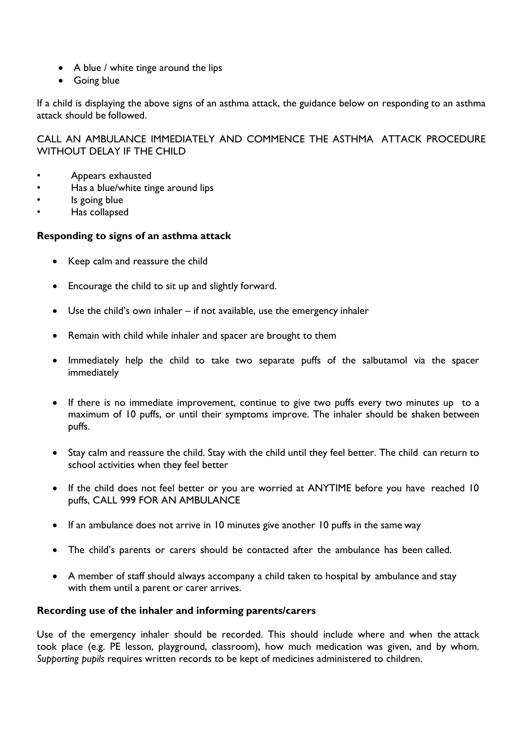- A blue / white tinge around the lips
- Going blue

If a child is displaying the above signs of an asthma attack, the guidance below on responding to an asthma attack should be followed.

CALL AN AMBULANCE IMMEDIATELY AND COMMENCE THE ASTHMA ATTACK PROCEDURE WITHOUT DELAY IF THE CHILD

- Appears exhausted
- Has a blue/white tinge around lips
- Is going blue
- Has collapsed

**Responding to signs of an asthma attack**

- Keep calm and reassure the child
- Encourage the child to sit up and slightly forward.
- Use the child's own inhaler – if not available, use the emergency inhaler
- Remain with child while inhaler and spacer are brought to them
- Immediately help the child to take two separate puffs of the salbutamol via the spacer immediately
- If there is no immediate improvement, continue to give two puffs every two minutes up to a maximum of 10 puffs, or until their symptoms improve. The inhaler should be shaken between puffs.
- Stay calm and reassure the child. Stay with the child until they feel better. The child can return to school activities when they feel better
- If the child does not feel better or you are worried at ANYTIME before you have reached 10 puffs, CALL 999 FOR AN AMBULANCE
- If an ambulance does not arrive in 10 minutes give another 10 puffs in the same way
- The child's parents or carers should be contacted after the ambulance has been called.
- A member of staff should always accompany a child taken to hospital by ambulance and stay with them until a parent or carer arrives.

**Recording use of the inhaler and informing parents/carers**

Use of the emergency inhaler should be recorded. This should include where and when the attack took place (e.g. PE lesson, playground, classroom), how much medication was given, and by whom. *Supporting pupils* requires written records to be kept of medicines administered to children.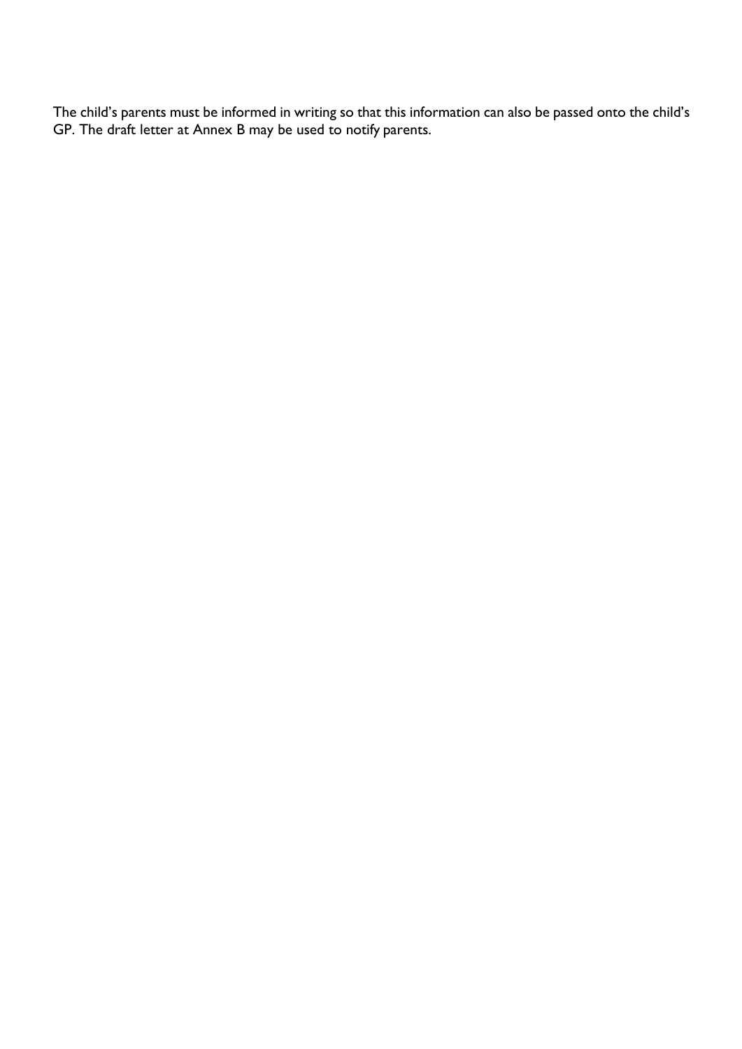The child’s parents must be informed in writing so that this information can also be passed onto the child’s GP. The draft letter at Annex B may be used to notify parents.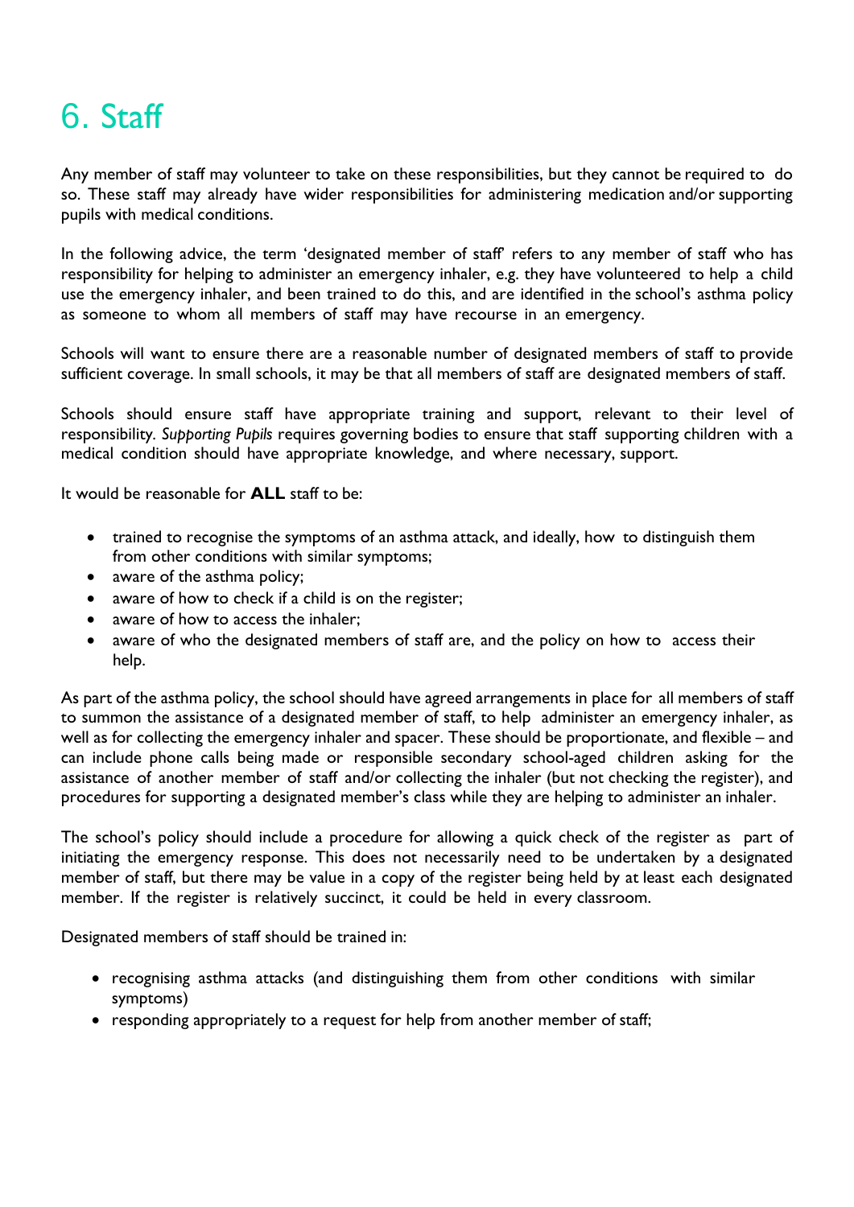# 6. Staff

Any member of staff may volunteer to take on these responsibilities, but they cannot be required to do so. These staff may already have wider responsibilities for administering medication and/or supporting pupils with medical conditions.

In the following advice, the term 'designated member of staff' refers to any member of staff who has responsibility for helping to administer an emergency inhaler, e.g. they have volunteered to help a child use the emergency inhaler, and been trained to do this, and are identified in the school's asthma policy as someone to whom all members of staff may have recourse in an emergency.

Schools will want to ensure there are a reasonable number of designated members of staff to provide sufficient coverage. In small schools, it may be that all members of staff are designated members of staff.

Schools should ensure staff have appropriate training and support, relevant to their level of responsibility. *Supporting Pupils* requires governing bodies to ensure that staff supporting children with a medical condition should have appropriate knowledge, and where necessary, support.

It would be reasonable for **ALL** staff to be:

- trained to recognise the symptoms of an asthma attack, and ideally, how to distinguish them from other conditions with similar symptoms;
- aware of the asthma policy;
- aware of how to check if a child is on the register;
- aware of how to access the inhaler;
- aware of who the designated members of staff are, and the policy on how to access their help.

As part of the asthma policy, the school should have agreed arrangements in place for all members of staff to summon the assistance of a designated member of staff, to help administer an emergency inhaler, as well as for collecting the emergency inhaler and spacer. These should be proportionate, and flexible – and can include phone calls being made or responsible secondary school-aged children asking for the assistance of another member of staff and/or collecting the inhaler (but not checking the register), and procedures for supporting a designated member's class while they are helping to administer an inhaler.

The school's policy should include a procedure for allowing a quick check of the register as part of initiating the emergency response. This does not necessarily need to be undertaken by a designated member of staff, but there may be value in a copy of the register being held by at least each designated member. If the register is relatively succinct, it could be held in every classroom.

Designated members of staff should be trained in:

- recognising asthma attacks (and distinguishing them from other conditions with similar symptoms)
- responding appropriately to a request for help from another member of staff;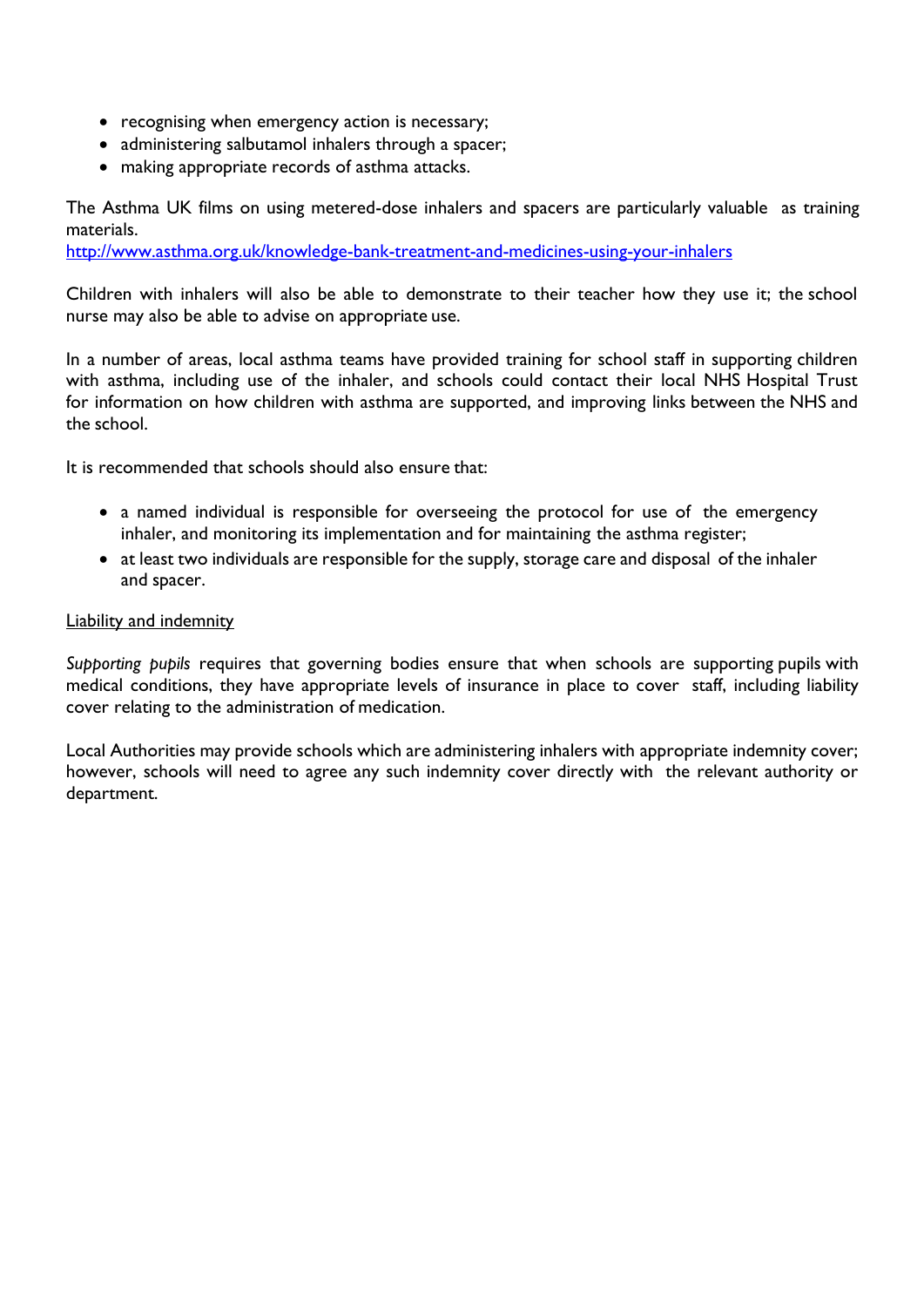- recognising when emergency action is necessary;
- administering salbutamol inhalers through a spacer;
- making appropriate records of asthma attacks.

The Asthma UK films on using metered-dose inhalers and spacers are particularly valuable as training materials.
[http://www.asthma.org.uk/knowledge-bank-treatment-and-medicines-using-your-inhalers](http://www.asthma.org.uk/knowledge-bank-treatment-and-medicines-using-your-inhalers)

Children with inhalers will also be able to demonstrate to their teacher how they use it; the school nurse may also be able to advise on appropriate use.

In a number of areas, local asthma teams have provided training for school staff in supporting children with asthma, including use of the inhaler, and schools could contact their local NHS Hospital Trust for information on how children with asthma are supported, and improving links between the NHS and the school.

It is recommended that schools should also ensure that:

- a named individual is responsible for overseeing the protocol for use of the emergency inhaler, and monitoring its implementation and for maintaining the asthma register;
- at least two individuals are responsible for the supply, storage care and disposal of the inhaler and spacer.

<u>Liability and indemnity</u>

*Supporting pupils* requires that governing bodies ensure that when schools are supporting pupils with medical conditions, they have appropriate levels of insurance in place to cover staff, including liability cover relating to the administration of medication.

Local Authorities may provide schools which are administering inhalers with appropriate indemnity cover; however, schools will need to agree any such indemnity cover directly with the relevant authority or department.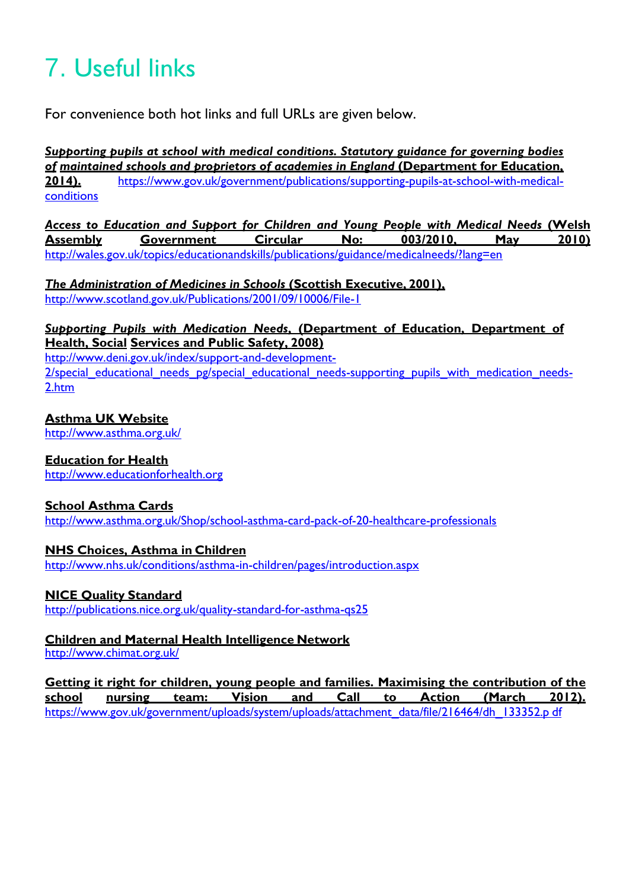// 7. Useful links

For convenience both hot links and full URLs are given below.

***Supporting pupils at school with medical conditions. Statutory guidance for governing bodies of maintained schools and proprietors of academies in England* (Department for Education, 2014).** https://www.gov.uk/government/publications/supporting-pupils-at-school-with-medical-conditions

***Access to Education and Support for Children and Young People with Medical Needs* (Welsh Assembly Government Circular No: 003/2010, May 2010)**
http://wales.gov.uk/topics/educationandskills/publications/guidance/medicalneeds/?lang=en

***The Administration of Medicines in Schools* (Scottish Executive, 2001),**
http://www.scotland.gov.uk/Publications/2001/09/10006/File-1

***Supporting Pupils with Medication Needs*, (Department of Education, Department of Health, Social Services and Public Safety, 2008)**
http://www.deni.gov.uk/index/support-and-development-2/special_educational_needs_pg/special_educational_needs-supporting_pupils_with_medication_needs-2.htm

**Asthma UK Website**
http://www.asthma.org.uk/

**Education for Health**
http://www.educationforhealth.org

**School Asthma Cards**
http://www.asthma.org.uk/Shop/school-asthma-card-pack-of-20-healthcare-professionals

**NHS Choices, Asthma in Children**
http://www.nhs.uk/conditions/asthma-in-children/pages/introduction.aspx

**NICE Quality Standard**
http://publications.nice.org.uk/quality-standard-for-asthma-qs25

**Children and Maternal Health Intelligence Network**
http://www.chimat.org.uk/

**Getting it right for children, young people and families. Maximising the contribution of the school nursing team: Vision and Call to Action (March 2012).**
https://www.gov.uk/government/uploads/system/uploads/attachment_data/file/216464/dh_133352.p df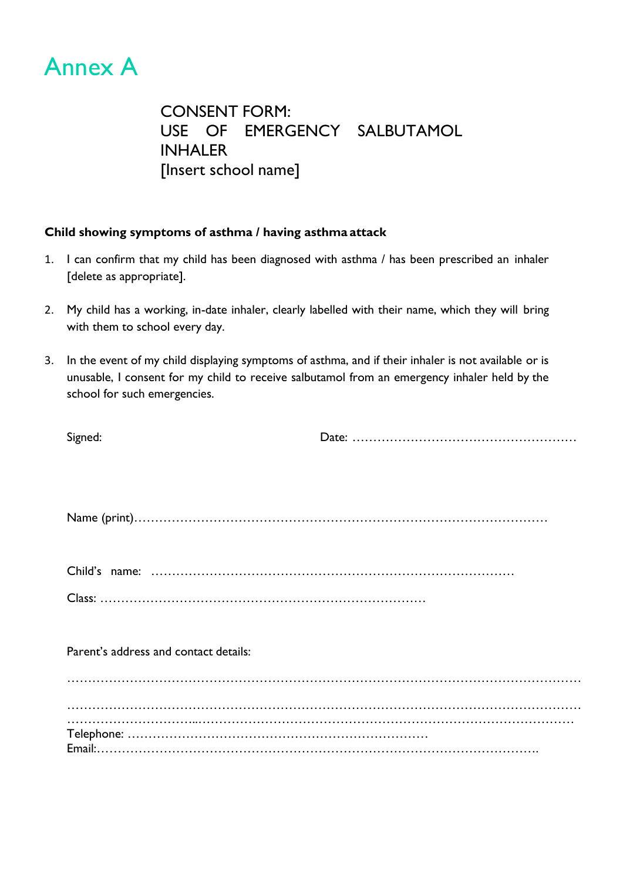# Annex A

## CONSENT FORM: USE OF EMERGENCY SALBUTAMOL INHALER [Insert school name]

**Child showing symptoms of asthma / having asthma attack**

1. I can confirm that my child has been diagnosed with asthma / has been prescribed an inhaler [delete as appropriate].

2. My child has a working, in-date inhaler, clearly labelled with their name, which they will bring with them to school every day.

3. In the event of my child displaying symptoms of asthma, and if their inhaler is not available or is unusable, I consent for my child to receive salbutamol from an emergency inhaler held by the school for such emergencies.

Signed: Date: ………………………………………………

Name (print)………………………………………………………………………………………

Child's name: ……………………………………………………………………………

Class: ……………………………………………………………………

Parent's address and contact details:

……………………………………………………………………………………………………………

……………………………………………………………………………………………………………

……………………………...……………………………………………………………………………

Telephone: ………………………………………………………………

Email:……………………………………………………………………………………………….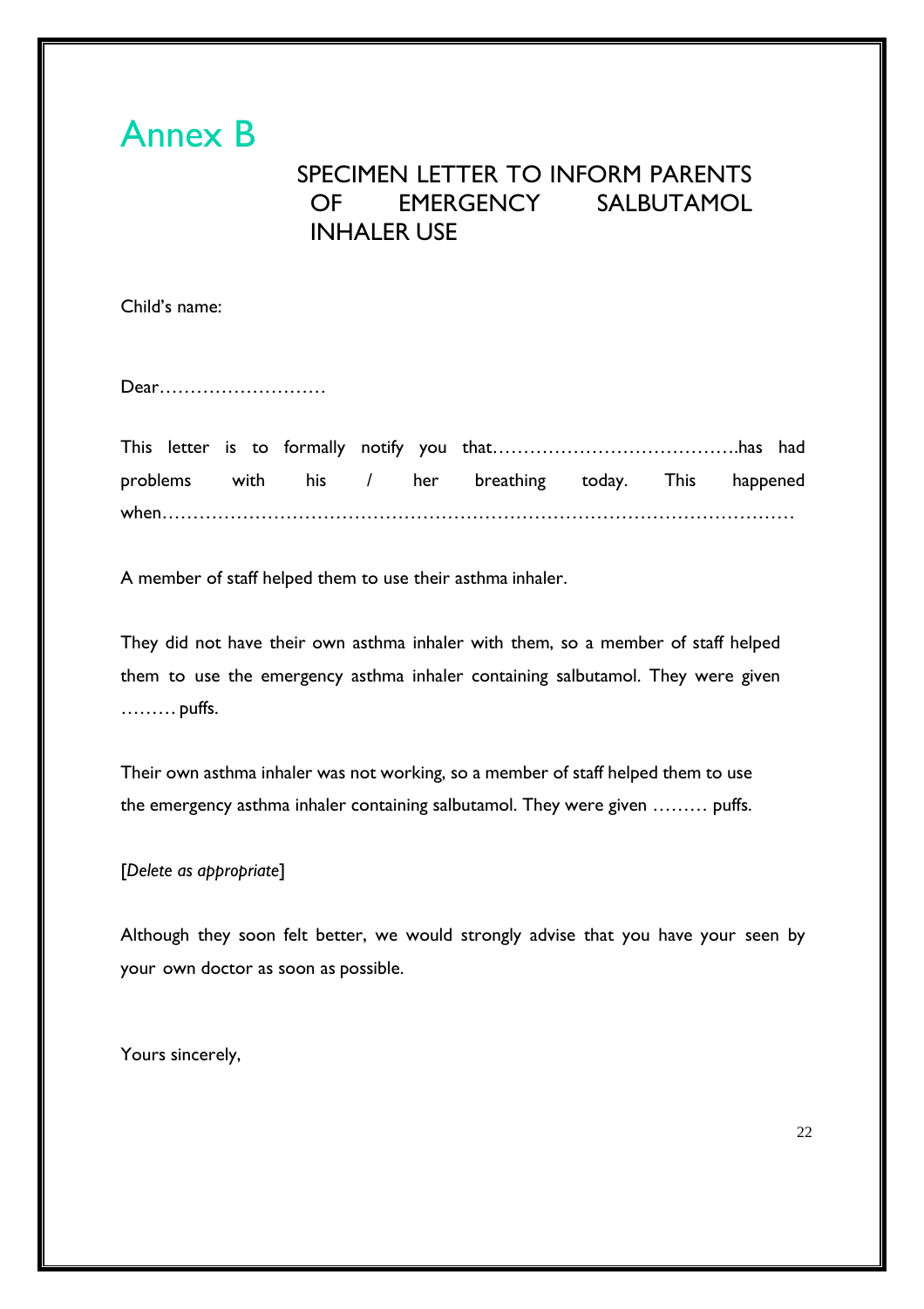# Annex B

## SPECIMEN LETTER TO INFORM PARENTS OF EMERGENCY SALBUTAMOL INHALER USE

Child's name:

Dear………………………

This letter is to formally notify you that………………………………….has had problems with his / her breathing today. This happened when………………………………………………………………………………………

A member of staff helped them to use their asthma inhaler.

They did not have their own asthma inhaler with them, so a member of staff helped them to use the emergency asthma inhaler containing salbutamol. They were given ……… puffs.

Their own asthma inhaler was not working, so a member of staff helped them to use the emergency asthma inhaler containing salbutamol. They were given ……… puffs.

[*Delete as appropriate*]

Although they soon felt better, we would strongly advise that you have your seen by your own doctor as soon as possible.

Yours sincerely,